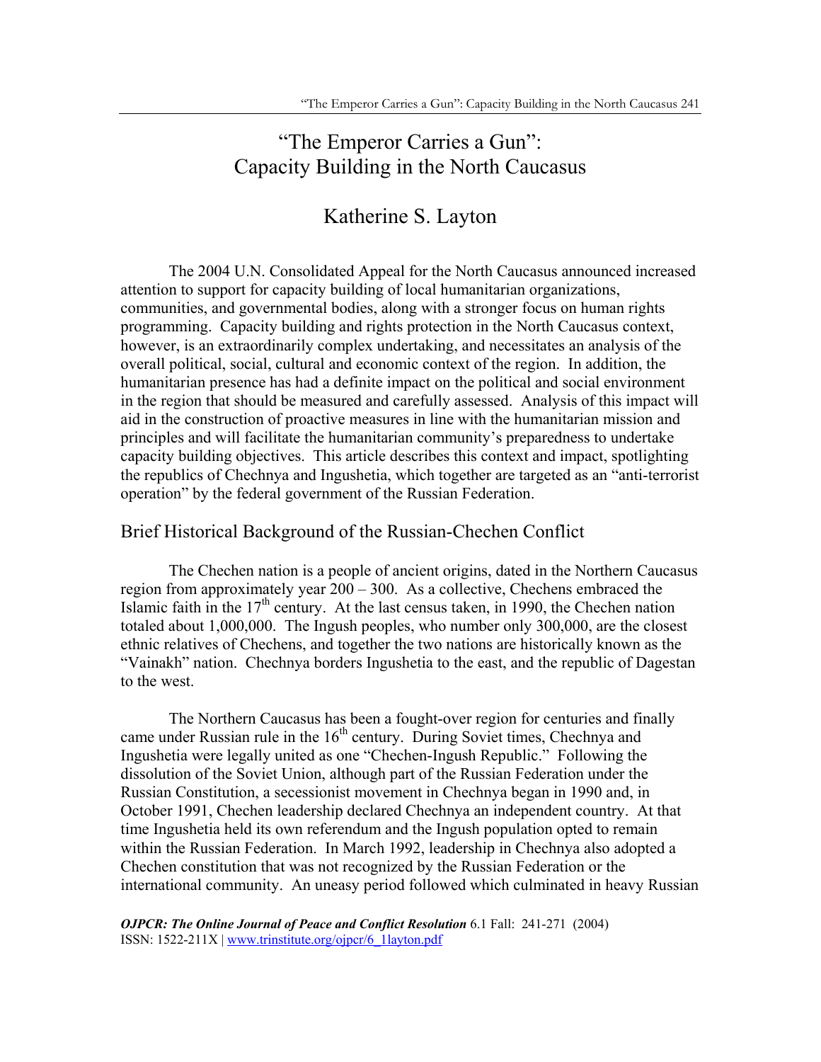# "The Emperor Carries a Gun": Capacity Building in the North Caucasus

## Katherine S. Layton

The 2004 U.N. Consolidated Appeal for the North Caucasus announced increased attention to support for capacity building of local humanitarian organizations, communities, and governmental bodies, along with a stronger focus on human rights programming. Capacity building and rights protection in the North Caucasus context, however, is an extraordinarily complex undertaking, and necessitates an analysis of the overall political, social, cultural and economic context of the region. In addition, the humanitarian presence has had a definite impact on the political and social environment in the region that should be measured and carefully assessed. Analysis of this impact will aid in the construction of proactive measures in line with the humanitarian mission and principles and will facilitate the humanitarian community's preparedness to undertake capacity building objectives. This article describes this context and impact, spotlighting the republics of Chechnya and Ingushetia, which together are targeted as an "anti-terrorist operation" by the federal government of the Russian Federation.

## Brief Historical Background of the Russian-Chechen Conflict

The Chechen nation is a people of ancient origins, dated in the Northern Caucasus region from approximately year 200 – 300. As a collective, Chechens embraced the Islamic faith in the 17th century. At the last census taken, in 1990, the Chechen nation totaled about 1,000,000. The Ingush peoples, who number only 300,000, are the closest ethnic relatives of Chechens, and together the two nations are historically known as the "Vainakh" nation. Chechnya borders Ingushetia to the east, and the republic of Dagestan to the west.

The Northern Caucasus has been a fought-over region for centuries and finally came under Russian rule in the 16th century. During Soviet times, Chechnya and Ingushetia were legally united as one "Chechen-Ingush Republic." Following the dissolution of the Soviet Union, although part of the Russian Federation under the Russian Constitution, a secessionist movement in Chechnya began in 1990 and, in October 1991, Chechen leadership declared Chechnya an independent country. At that time Ingushetia held its own referendum and the Ingush population opted to remain within the Russian Federation. In March 1992, leadership in Chechnya also adopted a Chechen constitution that was not recognized by the Russian Federation or the international community. An uneasy period followed which culminated in heavy Russian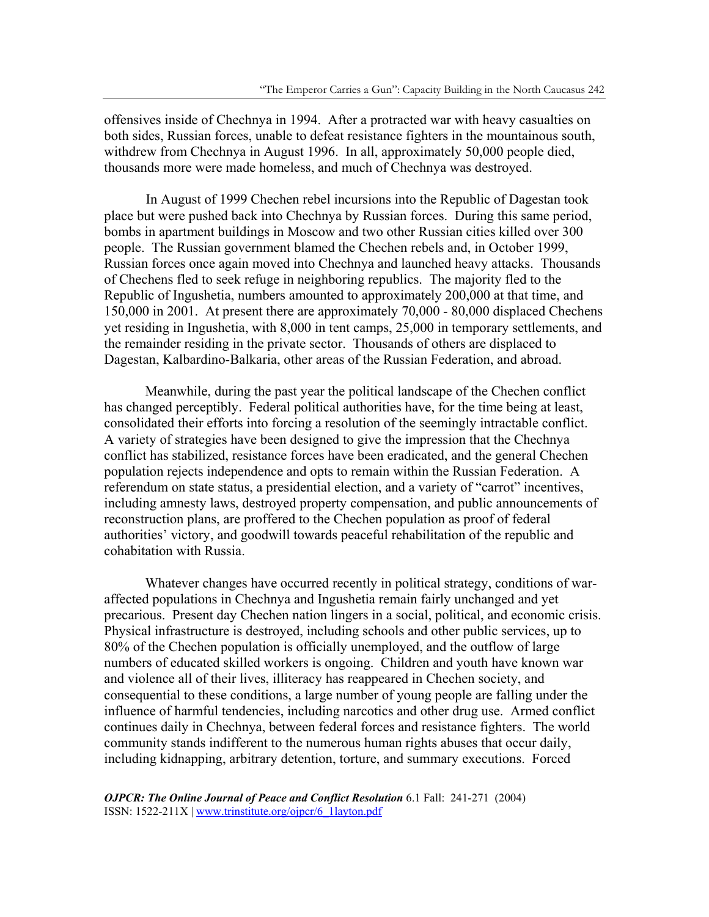offensives inside of Chechnya in 1994. After a protracted war with heavy casualties on both sides, Russian forces, unable to defeat resistance fighters in the mountainous south, withdrew from Chechnya in August 1996. In all, approximately 50,000 people died, thousands more were made homeless, and much of Chechnya was destroyed.

In August of 1999 Chechen rebel incursions into the Republic of Dagestan took place but were pushed back into Chechnya by Russian forces. During this same period, bombs in apartment buildings in Moscow and two other Russian cities killed over 300 people. The Russian government blamed the Chechen rebels and, in October 1999, Russian forces once again moved into Chechnya and launched heavy attacks. Thousands of Chechens fled to seek refuge in neighboring republics. The majority fled to the Republic of Ingushetia, numbers amounted to approximately 200,000 at that time, and 150,000 in 2001. At present there are approximately 70,000 - 80,000 displaced Chechens yet residing in Ingushetia, with 8,000 in tent camps, 25,000 in temporary settlements, and the remainder residing in the private sector. Thousands of others are displaced to Dagestan, Kalbardino-Balkaria, other areas of the Russian Federation, and abroad.

Meanwhile, during the past year the political landscape of the Chechen conflict has changed perceptibly. Federal political authorities have, for the time being at least, consolidated their efforts into forcing a resolution of the seemingly intractable conflict. A variety of strategies have been designed to give the impression that the Chechnya conflict has stabilized, resistance forces have been eradicated, and the general Chechen population rejects independence and opts to remain within the Russian Federation. A referendum on state status, a presidential election, and a variety of "carrot" incentives, including amnesty laws, destroyed property compensation, and public announcements of reconstruction plans, are proffered to the Chechen population as proof of federal authorities' victory, and goodwill towards peaceful rehabilitation of the republic and cohabitation with Russia.

Whatever changes have occurred recently in political strategy, conditions of war-affected populations in Chechnya and Ingushetia remain fairly unchanged and yet precarious. Present day Chechen nation lingers in a social, political, and economic crisis. Physical infrastructure is destroyed, including schools and other public services, up to 80% of the Chechen population is officially unemployed, and the outflow of large numbers of educated skilled workers is ongoing. Children and youth have known war and violence all of their lives, illiteracy has reappeared in Chechen society, and consequential to these conditions, a large number of young people are falling under the influence of harmful tendencies, including narcotics and other drug use. Armed conflict continues daily in Chechnya, between federal forces and resistance fighters. The world community stands indifferent to the numerous human rights abuses that occur daily, including kidnapping, arbitrary detention, torture, and summary executions. Forced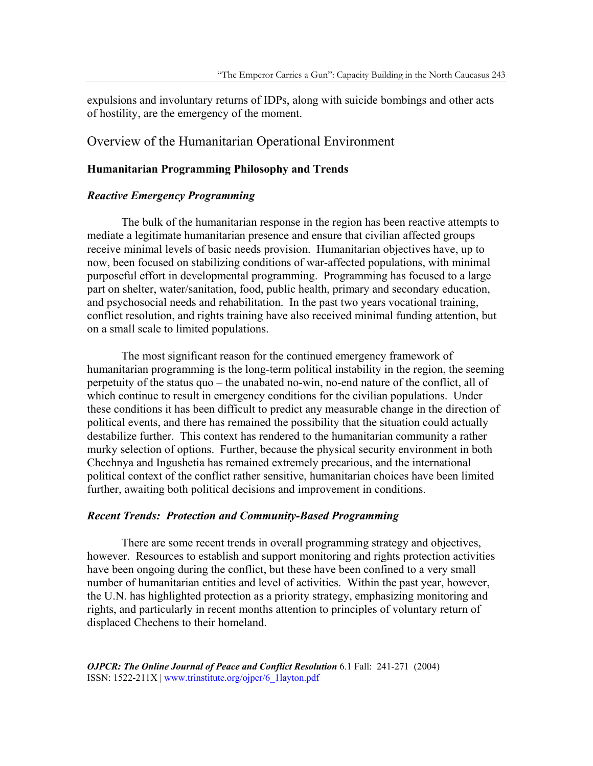expulsions and involuntary returns of IDPs, along with suicide bombings and other acts of hostility, are the emergency of the moment.

## Overview of the Humanitarian Operational Environment

### Humanitarian Programming Philosophy and Trends

#### *Reactive Emergency Programming*

The bulk of the humanitarian response in the region has been reactive attempts to mediate a legitimate humanitarian presence and ensure that civilian affected groups receive minimal levels of basic needs provision. Humanitarian objectives have, up to now, been focused on stabilizing conditions of war-affected populations, with minimal purposeful effort in developmental programming. Programming has focused to a large part on shelter, water/sanitation, food, public health, primary and secondary education, and psychosocial needs and rehabilitation. In the past two years vocational training, conflict resolution, and rights training have also received minimal funding attention, but on a small scale to limited populations.

The most significant reason for the continued emergency framework of humanitarian programming is the long-term political instability in the region, the seeming perpetuity of the status quo – the unabated no-win, no-end nature of the conflict, all of which continue to result in emergency conditions for the civilian populations. Under these conditions it has been difficult to predict any measurable change in the direction of political events, and there has remained the possibility that the situation could actually destabilize further. This context has rendered to the humanitarian community a rather murky selection of options. Further, because the physical security environment in both Chechnya and Ingushetia has remained extremely precarious, and the international political context of the conflict rather sensitive, humanitarian choices have been limited further, awaiting both political decisions and improvement in conditions.

#### *Recent Trends: Protection and Community-Based Programming*

There are some recent trends in overall programming strategy and objectives, however. Resources to establish and support monitoring and rights protection activities have been ongoing during the conflict, but these have been confined to a very small number of humanitarian entities and level of activities. Within the past year, however, the U.N. has highlighted protection as a priority strategy, emphasizing monitoring and rights, and particularly in recent months attention to principles of voluntary return of displaced Chechens to their homeland.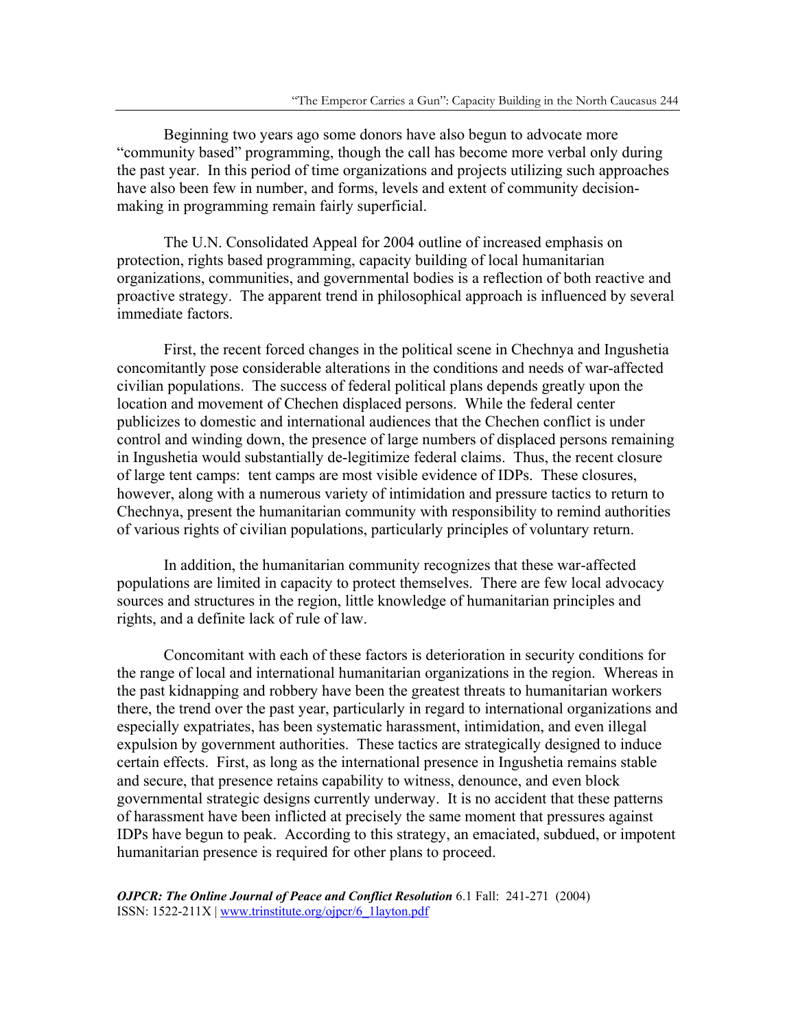Beginning two years ago some donors have also begun to advocate more "community based" programming, though the call has become more verbal only during the past year. In this period of time organizations and projects utilizing such approaches have also been few in number, and forms, levels and extent of community decision-making in programming remain fairly superficial.

The U.N. Consolidated Appeal for 2004 outline of increased emphasis on protection, rights based programming, capacity building of local humanitarian organizations, communities, and governmental bodies is a reflection of both reactive and proactive strategy. The apparent trend in philosophical approach is influenced by several immediate factors.

First, the recent forced changes in the political scene in Chechnya and Ingushetia concomitantly pose considerable alterations in the conditions and needs of war-affected civilian populations. The success of federal political plans depends greatly upon the location and movement of Chechen displaced persons. While the federal center publicizes to domestic and international audiences that the Chechen conflict is under control and winding down, the presence of large numbers of displaced persons remaining in Ingushetia would substantially de-legitimize federal claims. Thus, the recent closure of large tent camps: tent camps are most visible evidence of IDPs. These closures, however, along with a numerous variety of intimidation and pressure tactics to return to Chechnya, present the humanitarian community with responsibility to remind authorities of various rights of civilian populations, particularly principles of voluntary return.

In addition, the humanitarian community recognizes that these war-affected populations are limited in capacity to protect themselves. There are few local advocacy sources and structures in the region, little knowledge of humanitarian principles and rights, and a definite lack of rule of law.

Concomitant with each of these factors is deterioration in security conditions for the range of local and international humanitarian organizations in the region. Whereas in the past kidnapping and robbery have been the greatest threats to humanitarian workers there, the trend over the past year, particularly in regard to international organizations and especially expatriates, has been systematic harassment, intimidation, and even illegal expulsion by government authorities. These tactics are strategically designed to induce certain effects. First, as long as the international presence in Ingushetia remains stable and secure, that presence retains capability to witness, denounce, and even block governmental strategic designs currently underway. It is no accident that these patterns of harassment have been inflicted at precisely the same moment that pressures against IDPs have begun to peak. According to this strategy, an emaciated, subdued, or impotent humanitarian presence is required for other plans to proceed.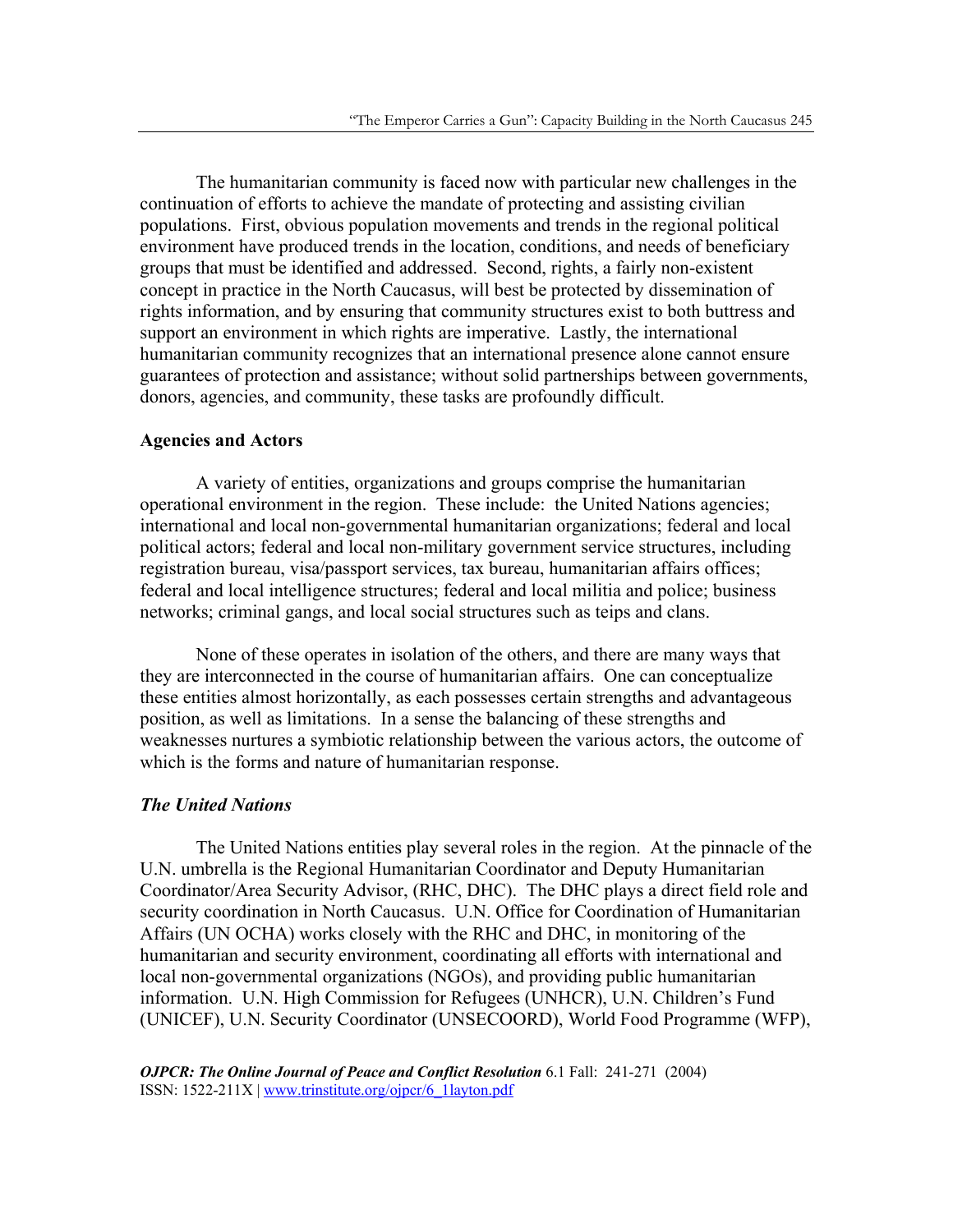The humanitarian community is faced now with particular new challenges in the continuation of efforts to achieve the mandate of protecting and assisting civilian populations. First, obvious population movements and trends in the regional political environment have produced trends in the location, conditions, and needs of beneficiary groups that must be identified and addressed. Second, rights, a fairly non-existent concept in practice in the North Caucasus, will best be protected by dissemination of rights information, and by ensuring that community structures exist to both buttress and support an environment in which rights are imperative. Lastly, the international humanitarian community recognizes that an international presence alone cannot ensure guarantees of protection and assistance; without solid partnerships between governments, donors, agencies, and community, these tasks are profoundly difficult.

### Agencies and Actors

A variety of entities, organizations and groups comprise the humanitarian operational environment in the region. These include: the United Nations agencies; international and local non-governmental humanitarian organizations; federal and local political actors; federal and local non-military government service structures, including registration bureau, visa/passport services, tax bureau, humanitarian affairs offices; federal and local intelligence structures; federal and local militia and police; business networks; criminal gangs, and local social structures such as teips and clans.

None of these operates in isolation of the others, and there are many ways that they are interconnected in the course of humanitarian affairs. One can conceptualize these entities almost horizontally, as each possesses certain strengths and advantageous position, as well as limitations. In a sense the balancing of these strengths and weaknesses nurtures a symbiotic relationship between the various actors, the outcome of which is the forms and nature of humanitarian response.

#### *The United Nations*

The United Nations entities play several roles in the region. At the pinnacle of the U.N. umbrella is the Regional Humanitarian Coordinator and Deputy Humanitarian Coordinator/Area Security Advisor, (RHC, DHC). The DHC plays a direct field role and security coordination in North Caucasus. U.N. Office for Coordination of Humanitarian Affairs (UN OCHA) works closely with the RHC and DHC, in monitoring of the humanitarian and security environment, coordinating all efforts with international and local non-governmental organizations (NGOs), and providing public humanitarian information. U.N. High Commission for Refugees (UNHCR), U.N. Children's Fund (UNICEF), U.N. Security Coordinator (UNSECOORD), World Food Programme (WFP),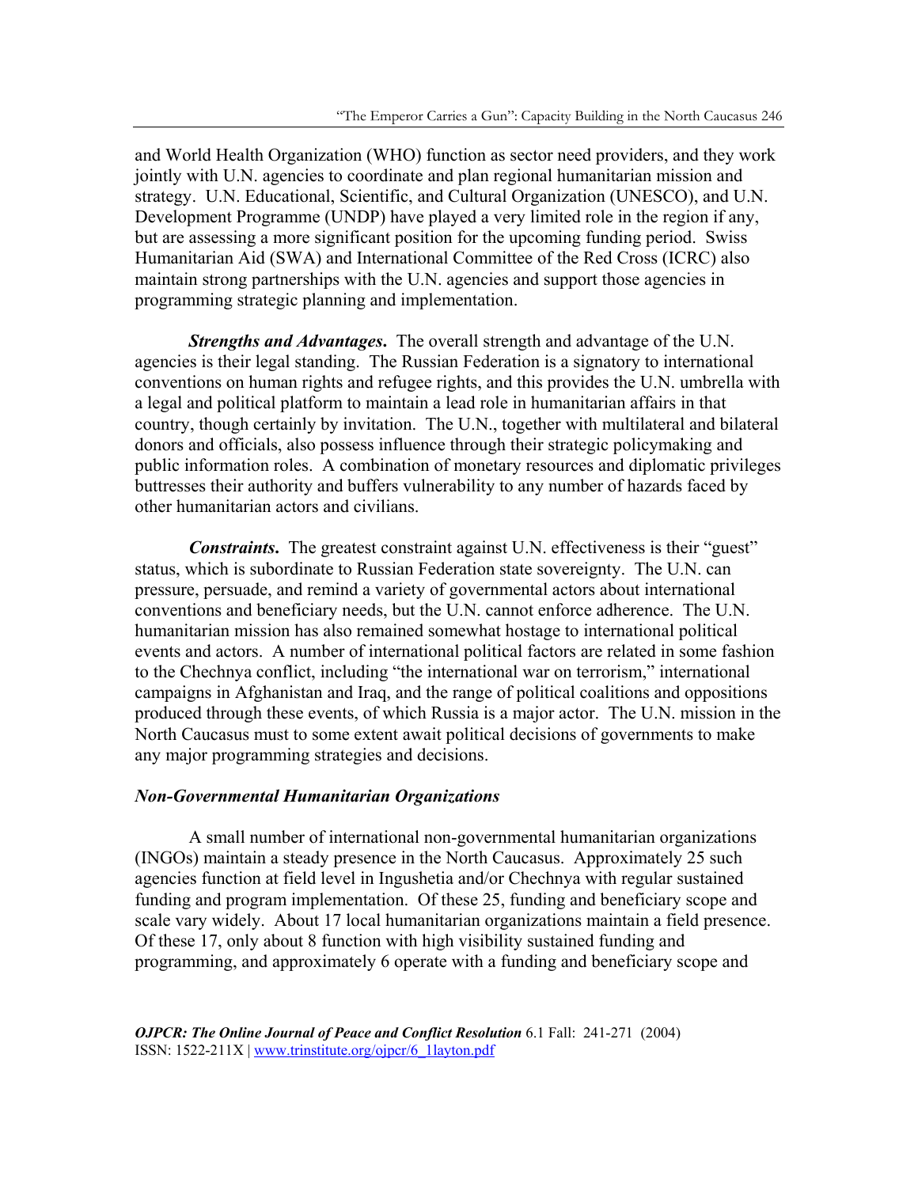and World Health Organization (WHO) function as sector need providers, and they work jointly with U.N. agencies to coordinate and plan regional humanitarian mission and strategy. U.N. Educational, Scientific, and Cultural Organization (UNESCO), and U.N. Development Programme (UNDP) have played a very limited role in the region if any, but are assessing a more significant position for the upcoming funding period. Swiss Humanitarian Aid (SWA) and International Committee of the Red Cross (ICRC) also maintain strong partnerships with the U.N. agencies and support those agencies in programming strategic planning and implementation.

***Strengths and Advantages.*** The overall strength and advantage of the U.N. agencies is their legal standing. The Russian Federation is a signatory to international conventions on human rights and refugee rights, and this provides the U.N. umbrella with a legal and political platform to maintain a lead role in humanitarian affairs in that country, though certainly by invitation. The U.N., together with multilateral and bilateral donors and officials, also possess influence through their strategic policymaking and public information roles. A combination of monetary resources and diplomatic privileges buttresses their authority and buffers vulnerability to any number of hazards faced by other humanitarian actors and civilians.

***Constraints.*** The greatest constraint against U.N. effectiveness is their "guest" status, which is subordinate to Russian Federation state sovereignty. The U.N. can pressure, persuade, and remind a variety of governmental actors about international conventions and beneficiary needs, but the U.N. cannot enforce adherence. The U.N. humanitarian mission has also remained somewhat hostage to international political events and actors. A number of international political factors are related in some fashion to the Chechnya conflict, including "the international war on terrorism," international campaigns in Afghanistan and Iraq, and the range of political coalitions and oppositions produced through these events, of which Russia is a major actor. The U.N. mission in the North Caucasus must to some extent await political decisions of governments to make any major programming strategies and decisions.

### *Non-Governmental Humanitarian Organizations*

A small number of international non-governmental humanitarian organizations (INGOs) maintain a steady presence in the North Caucasus. Approximately 25 such agencies function at field level in Ingushetia and/or Chechnya with regular sustained funding and program implementation. Of these 25, funding and beneficiary scope and scale vary widely. About 17 local humanitarian organizations maintain a field presence. Of these 17, only about 8 function with high visibility sustained funding and programming, and approximately 6 operate with a funding and beneficiary scope and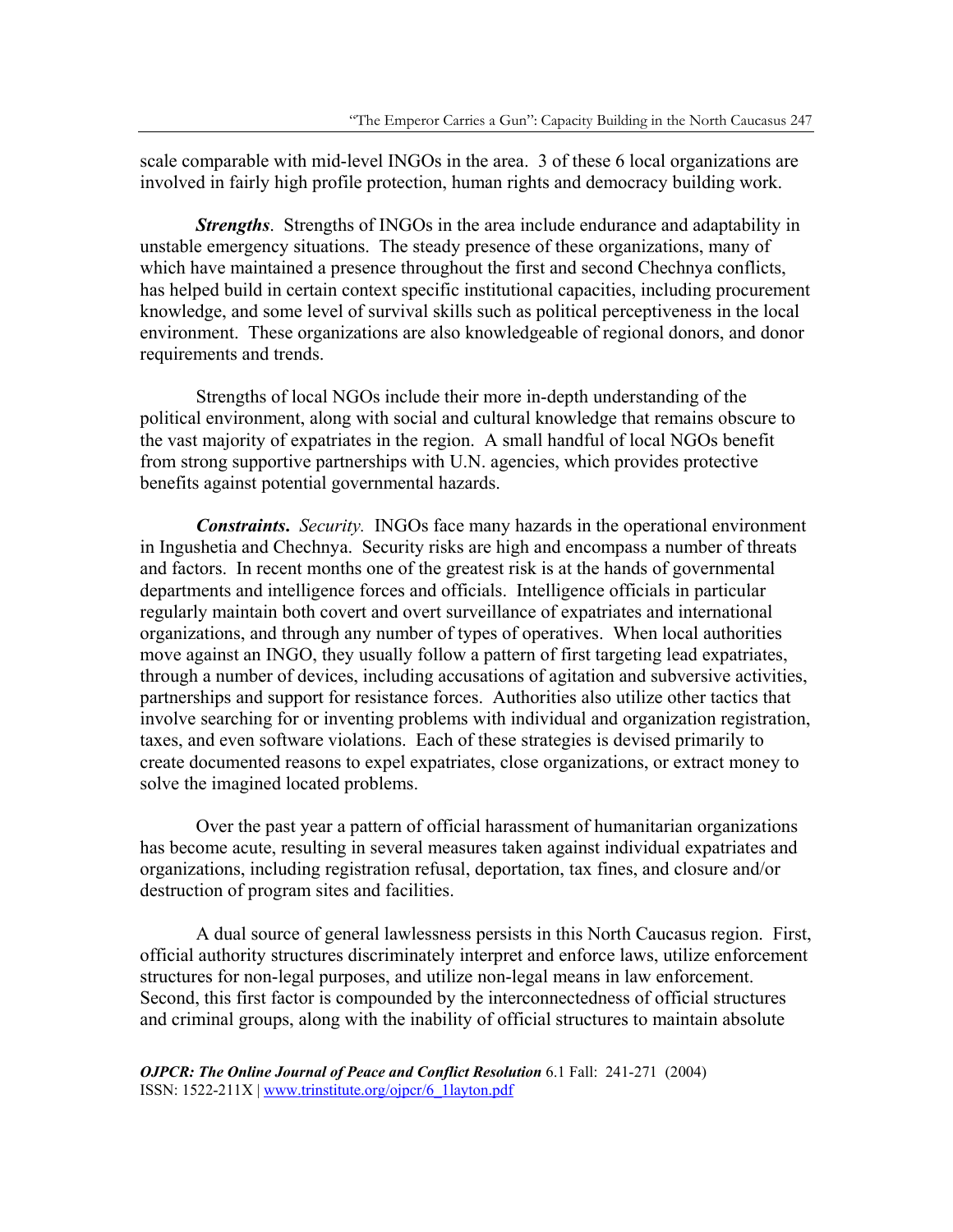scale comparable with mid-level INGOs in the area. 3 of these 6 local organizations are involved in fairly high profile protection, human rights and democracy building work.

***Strengths***. Strengths of INGOs in the area include endurance and adaptability in unstable emergency situations. The steady presence of these organizations, many of which have maintained a presence throughout the first and second Chechnya conflicts, has helped build in certain context specific institutional capacities, including procurement knowledge, and some level of survival skills such as political perceptiveness in the local environment. These organizations are also knowledgeable of regional donors, and donor requirements and trends.

Strengths of local NGOs include their more in-depth understanding of the political environment, along with social and cultural knowledge that remains obscure to the vast majority of expatriates in the region. A small handful of local NGOs benefit from strong supportive partnerships with U.N. agencies, which provides protective benefits against potential governmental hazards.

***Constraints***. *Security.* INGOs face many hazards in the operational environment in Ingushetia and Chechnya. Security risks are high and encompass a number of threats and factors. In recent months one of the greatest risk is at the hands of governmental departments and intelligence forces and officials. Intelligence officials in particular regularly maintain both covert and overt surveillance of expatriates and international organizations, and through any number of types of operatives. When local authorities move against an INGO, they usually follow a pattern of first targeting lead expatriates, through a number of devices, including accusations of agitation and subversive activities, partnerships and support for resistance forces. Authorities also utilize other tactics that involve searching for or inventing problems with individual and organization registration, taxes, and even software violations. Each of these strategies is devised primarily to create documented reasons to expel expatriates, close organizations, or extract money to solve the imagined located problems.

Over the past year a pattern of official harassment of humanitarian organizations has become acute, resulting in several measures taken against individual expatriates and organizations, including registration refusal, deportation, tax fines, and closure and/or destruction of program sites and facilities.

A dual source of general lawlessness persists in this North Caucasus region. First, official authority structures discriminately interpret and enforce laws, utilize enforcement structures for non-legal purposes, and utilize non-legal means in law enforcement. Second, this first factor is compounded by the interconnectedness of official structures and criminal groups, along with the inability of official structures to maintain absolute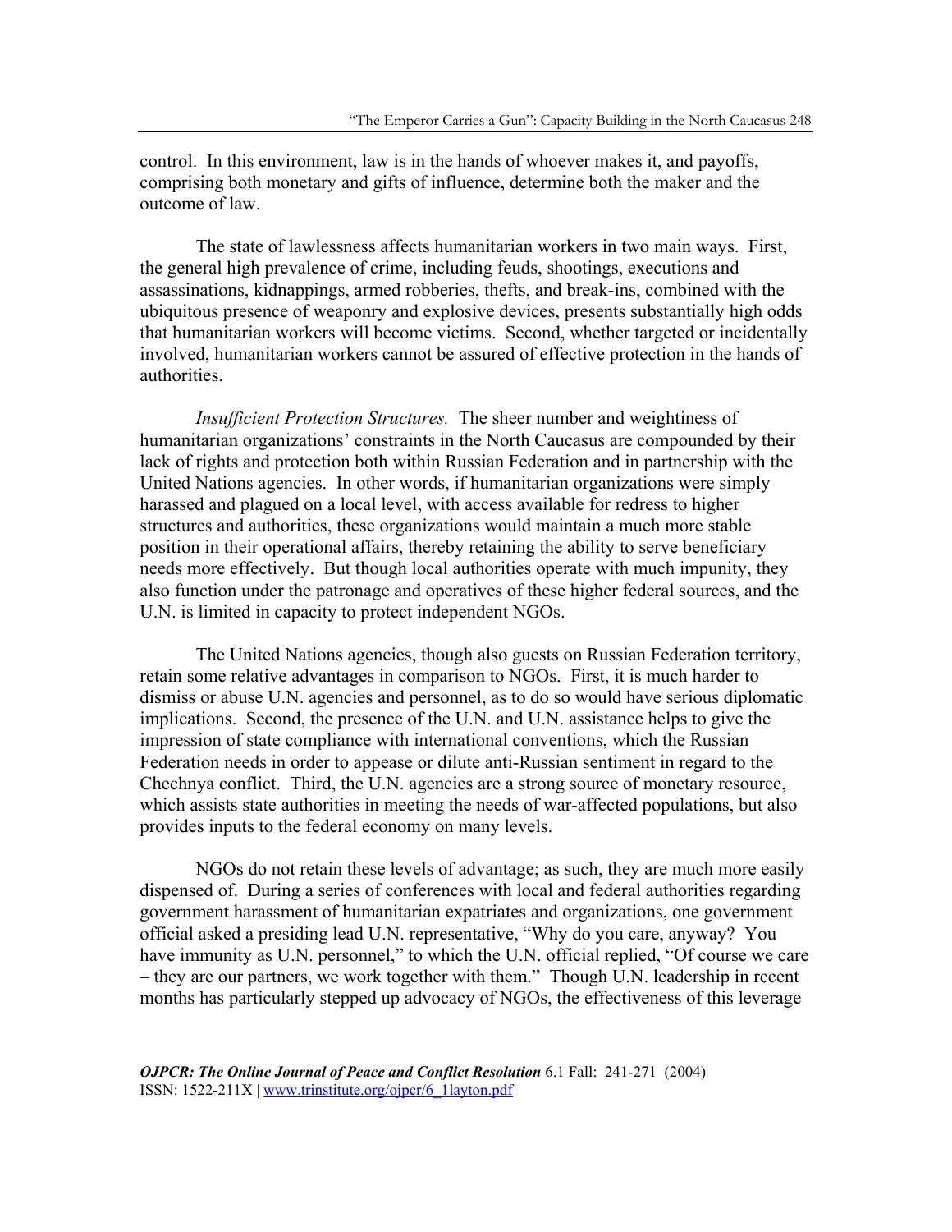control. In this environment, law is in the hands of whoever makes it, and payoffs, comprising both monetary and gifts of influence, determine both the maker and the outcome of law.

The state of lawlessness affects humanitarian workers in two main ways. First, the general high prevalence of crime, including feuds, shootings, executions and assassinations, kidnappings, armed robberies, thefts, and break-ins, combined with the ubiquitous presence of weaponry and explosive devices, presents substantially high odds that humanitarian workers will become victims. Second, whether targeted or incidentally involved, humanitarian workers cannot be assured of effective protection in the hands of authorities.

*Insufficient Protection Structures.* The sheer number and weightiness of humanitarian organizations' constraints in the North Caucasus are compounded by their lack of rights and protection both within Russian Federation and in partnership with the United Nations agencies. In other words, if humanitarian organizations were simply harassed and plagued on a local level, with access available for redress to higher structures and authorities, these organizations would maintain a much more stable position in their operational affairs, thereby retaining the ability to serve beneficiary needs more effectively. But though local authorities operate with much impunity, they also function under the patronage and operatives of these higher federal sources, and the U.N. is limited in capacity to protect independent NGOs.

The United Nations agencies, though also guests on Russian Federation territory, retain some relative advantages in comparison to NGOs. First, it is much harder to dismiss or abuse U.N. agencies and personnel, as to do so would have serious diplomatic implications. Second, the presence of the U.N. and U.N. assistance helps to give the impression of state compliance with international conventions, which the Russian Federation needs in order to appease or dilute anti-Russian sentiment in regard to the Chechnya conflict. Third, the U.N. agencies are a strong source of monetary resource, which assists state authorities in meeting the needs of war-affected populations, but also provides inputs to the federal economy on many levels.

NGOs do not retain these levels of advantage; as such, they are much more easily dispensed of. During a series of conferences with local and federal authorities regarding government harassment of humanitarian expatriates and organizations, one government official asked a presiding lead U.N. representative, "Why do you care, anyway? You have immunity as U.N. personnel," to which the U.N. official replied, "Of course we care – they are our partners, we work together with them." Though U.N. leadership in recent months has particularly stepped up advocacy of NGOs, the effectiveness of this leverage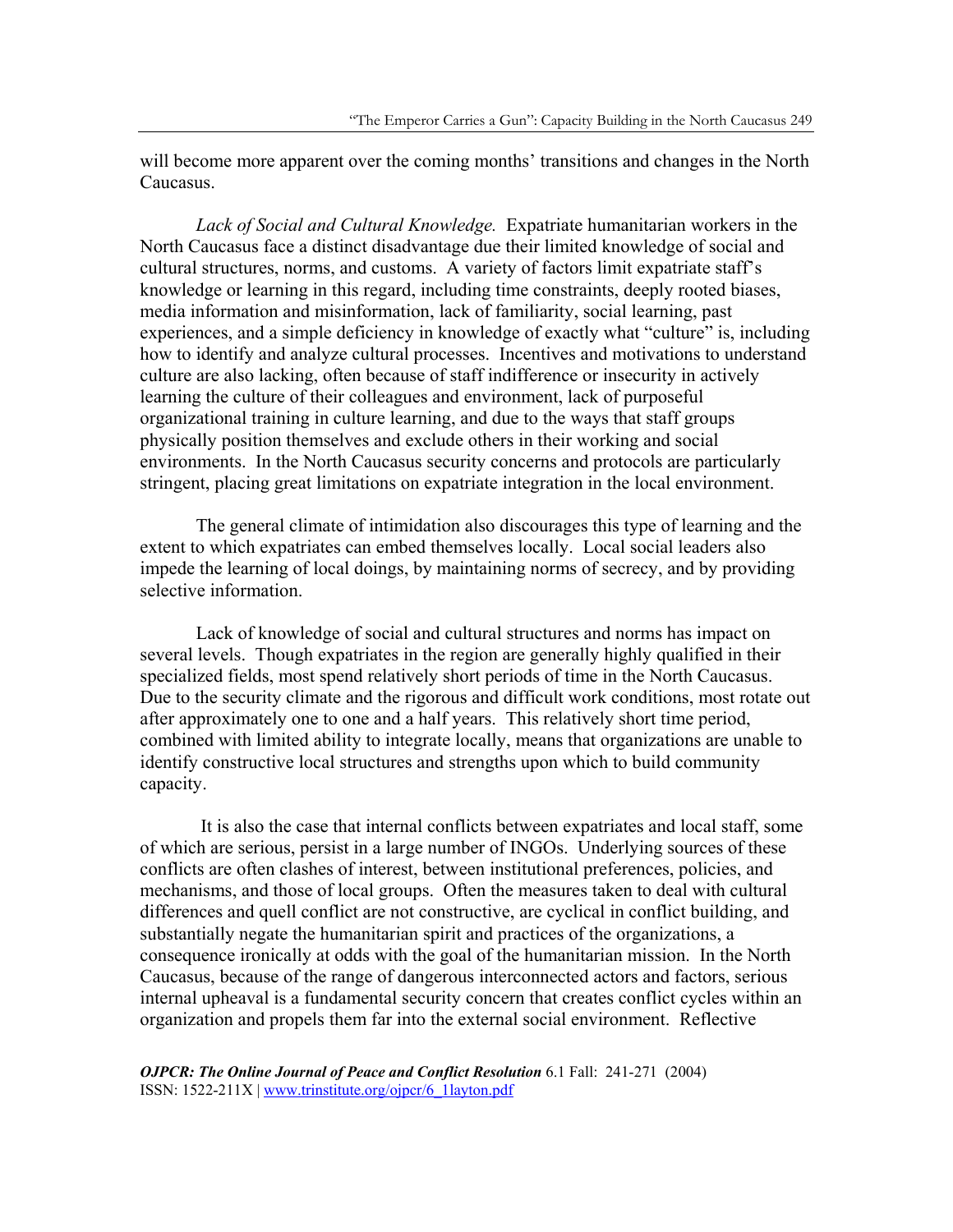will become more apparent over the coming months' transitions and changes in the North Caucasus.

*Lack of Social and Cultural Knowledge.* Expatriate humanitarian workers in the North Caucasus face a distinct disadvantage due their limited knowledge of social and cultural structures, norms, and customs. A variety of factors limit expatriate staff's knowledge or learning in this regard, including time constraints, deeply rooted biases, media information and misinformation, lack of familiarity, social learning, past experiences, and a simple deficiency in knowledge of exactly what "culture" is, including how to identify and analyze cultural processes. Incentives and motivations to understand culture are also lacking, often because of staff indifference or insecurity in actively learning the culture of their colleagues and environment, lack of purposeful organizational training in culture learning, and due to the ways that staff groups physically position themselves and exclude others in their working and social environments. In the North Caucasus security concerns and protocols are particularly stringent, placing great limitations on expatriate integration in the local environment.

The general climate of intimidation also discourages this type of learning and the extent to which expatriates can embed themselves locally. Local social leaders also impede the learning of local doings, by maintaining norms of secrecy, and by providing selective information.

Lack of knowledge of social and cultural structures and norms has impact on several levels. Though expatriates in the region are generally highly qualified in their specialized fields, most spend relatively short periods of time in the North Caucasus. Due to the security climate and the rigorous and difficult work conditions, most rotate out after approximately one to one and a half years. This relatively short time period, combined with limited ability to integrate locally, means that organizations are unable to identify constructive local structures and strengths upon which to build community capacity.

It is also the case that internal conflicts between expatriates and local staff, some of which are serious, persist in a large number of INGOs. Underlying sources of these conflicts are often clashes of interest, between institutional preferences, policies, and mechanisms, and those of local groups. Often the measures taken to deal with cultural differences and quell conflict are not constructive, are cyclical in conflict building, and substantially negate the humanitarian spirit and practices of the organizations, a consequence ironically at odds with the goal of the humanitarian mission. In the North Caucasus, because of the range of dangerous interconnected actors and factors, serious internal upheaval is a fundamental security concern that creates conflict cycles within an organization and propels them far into the external social environment. Reflective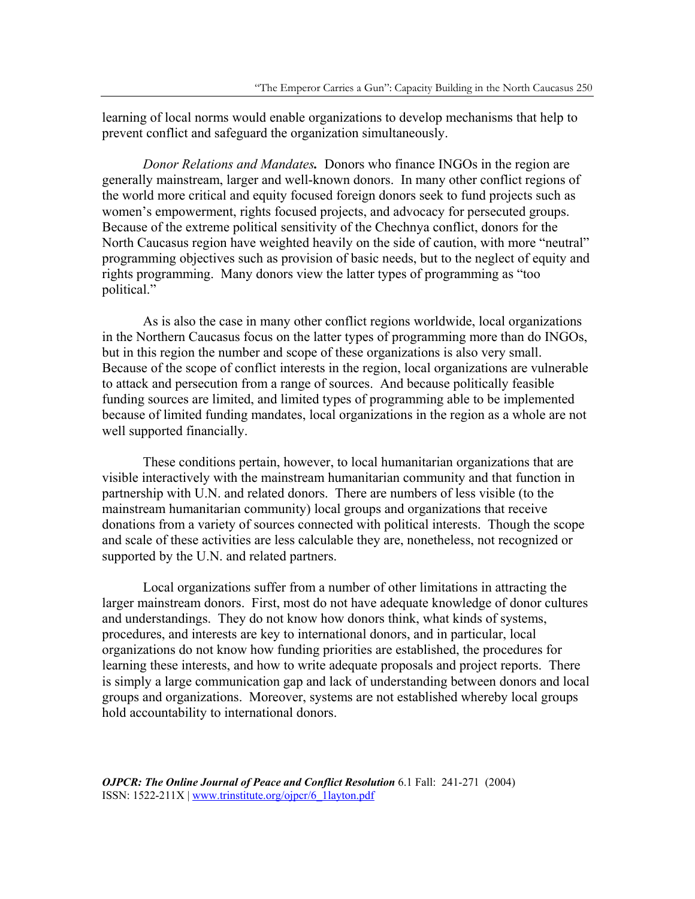learning of local norms would enable organizations to develop mechanisms that help to prevent conflict and safeguard the organization simultaneously.

*Donor Relations and Mandates.* Donors who finance INGOs in the region are generally mainstream, larger and well-known donors. In many other conflict regions of the world more critical and equity focused foreign donors seek to fund projects such as women's empowerment, rights focused projects, and advocacy for persecuted groups. Because of the extreme political sensitivity of the Chechnya conflict, donors for the North Caucasus region have weighted heavily on the side of caution, with more "neutral" programming objectives such as provision of basic needs, but to the neglect of equity and rights programming. Many donors view the latter types of programming as "too political."

As is also the case in many other conflict regions worldwide, local organizations in the Northern Caucasus focus on the latter types of programming more than do INGOs, but in this region the number and scope of these organizations is also very small. Because of the scope of conflict interests in the region, local organizations are vulnerable to attack and persecution from a range of sources. And because politically feasible funding sources are limited, and limited types of programming able to be implemented because of limited funding mandates, local organizations in the region as a whole are not well supported financially.

These conditions pertain, however, to local humanitarian organizations that are visible interactively with the mainstream humanitarian community and that function in partnership with U.N. and related donors. There are numbers of less visible (to the mainstream humanitarian community) local groups and organizations that receive donations from a variety of sources connected with political interests. Though the scope and scale of these activities are less calculable they are, nonetheless, not recognized or supported by the U.N. and related partners.

Local organizations suffer from a number of other limitations in attracting the larger mainstream donors. First, most do not have adequate knowledge of donor cultures and understandings. They do not know how donors think, what kinds of systems, procedures, and interests are key to international donors, and in particular, local organizations do not know how funding priorities are established, the procedures for learning these interests, and how to write adequate proposals and project reports. There is simply a large communication gap and lack of understanding between donors and local groups and organizations. Moreover, systems are not established whereby local groups hold accountability to international donors.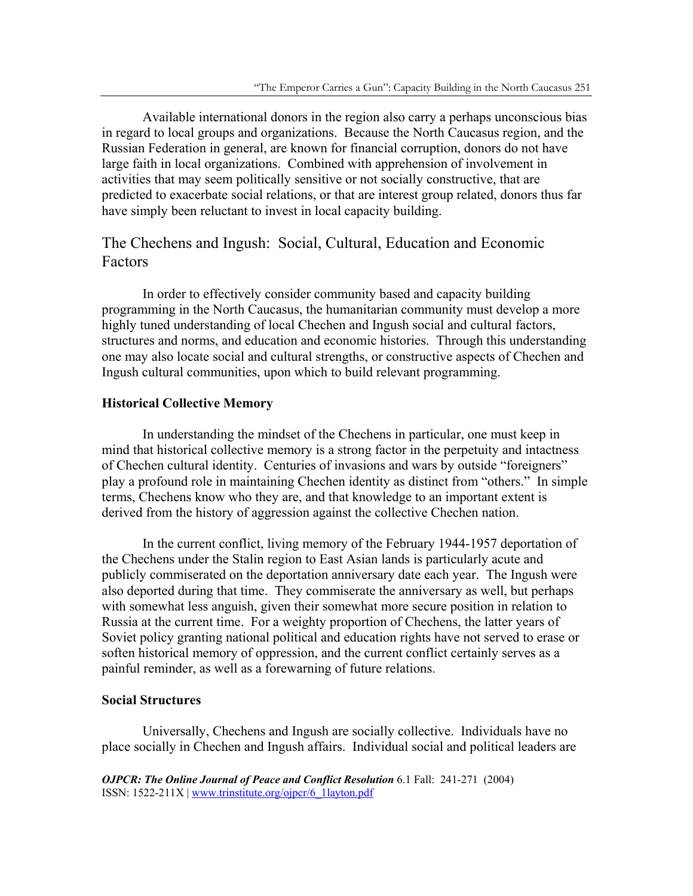Available international donors in the region also carry a perhaps unconscious bias in regard to local groups and organizations. Because the North Caucasus region, and the Russian Federation in general, are known for financial corruption, donors do not have large faith in local organizations. Combined with apprehension of involvement in activities that may seem politically sensitive or not socially constructive, that are predicted to exacerbate social relations, or that are interest group related, donors thus far have simply been reluctant to invest in local capacity building.

## The Chechens and Ingush: Social, Cultural, Education and Economic Factors

In order to effectively consider community based and capacity building programming in the North Caucasus, the humanitarian community must develop a more highly tuned understanding of local Chechen and Ingush social and cultural factors, structures and norms, and education and economic histories. Through this understanding one may also locate social and cultural strengths, or constructive aspects of Chechen and Ingush cultural communities, upon which to build relevant programming.

### Historical Collective Memory

In understanding the mindset of the Chechens in particular, one must keep in mind that historical collective memory is a strong factor in the perpetuity and intactness of Chechen cultural identity. Centuries of invasions and wars by outside "foreigners" play a profound role in maintaining Chechen identity as distinct from "others." In simple terms, Chechens know who they are, and that knowledge to an important extent is derived from the history of aggression against the collective Chechen nation.

In the current conflict, living memory of the February 1944-1957 deportation of the Chechens under the Stalin region to East Asian lands is particularly acute and publicly commiserated on the deportation anniversary date each year. The Ingush were also deported during that time. They commiserate the anniversary as well, but perhaps with somewhat less anguish, given their somewhat more secure position in relation to Russia at the current time. For a weighty proportion of Chechens, the latter years of Soviet policy granting national political and education rights have not served to erase or soften historical memory of oppression, and the current conflict certainly serves as a painful reminder, as well as a forewarning of future relations.

### Social Structures

Universally, Chechens and Ingush are socially collective. Individuals have no place socially in Chechen and Ingush affairs. Individual social and political leaders are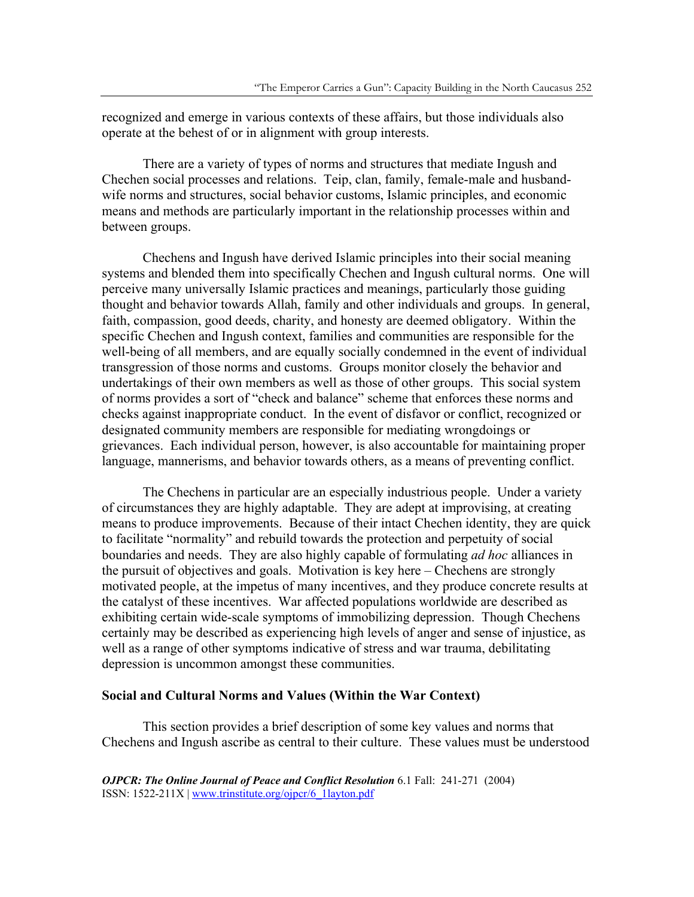recognized and emerge in various contexts of these affairs, but those individuals also operate at the behest of or in alignment with group interests.

There are a variety of types of norms and structures that mediate Ingush and Chechen social processes and relations. Teip, clan, family, female-male and husband-wife norms and structures, social behavior customs, Islamic principles, and economic means and methods are particularly important in the relationship processes within and between groups.

Chechens and Ingush have derived Islamic principles into their social meaning systems and blended them into specifically Chechen and Ingush cultural norms. One will perceive many universally Islamic practices and meanings, particularly those guiding thought and behavior towards Allah, family and other individuals and groups. In general, faith, compassion, good deeds, charity, and honesty are deemed obligatory. Within the specific Chechen and Ingush context, families and communities are responsible for the well-being of all members, and are equally socially condemned in the event of individual transgression of those norms and customs. Groups monitor closely the behavior and undertakings of their own members as well as those of other groups. This social system of norms provides a sort of "check and balance" scheme that enforces these norms and checks against inappropriate conduct. In the event of disfavor or conflict, recognized or designated community members are responsible for mediating wrongdoings or grievances. Each individual person, however, is also accountable for maintaining proper language, mannerisms, and behavior towards others, as a means of preventing conflict.

The Chechens in particular are an especially industrious people. Under a variety of circumstances they are highly adaptable. They are adept at improvising, at creating means to produce improvements. Because of their intact Chechen identity, they are quick to facilitate "normality" and rebuild towards the protection and perpetuity of social boundaries and needs. They are also highly capable of formulating *ad hoc* alliances in the pursuit of objectives and goals. Motivation is key here – Chechens are strongly motivated people, at the impetus of many incentives, and they produce concrete results at the catalyst of these incentives. War affected populations worldwide are described as exhibiting certain wide-scale symptoms of immobilizing depression. Though Chechens certainly may be described as experiencing high levels of anger and sense of injustice, as well as a range of other symptoms indicative of stress and war trauma, debilitating depression is uncommon amongst these communities.

## Social and Cultural Norms and Values (Within the War Context)

This section provides a brief description of some key values and norms that Chechens and Ingush ascribe as central to their culture. These values must be understood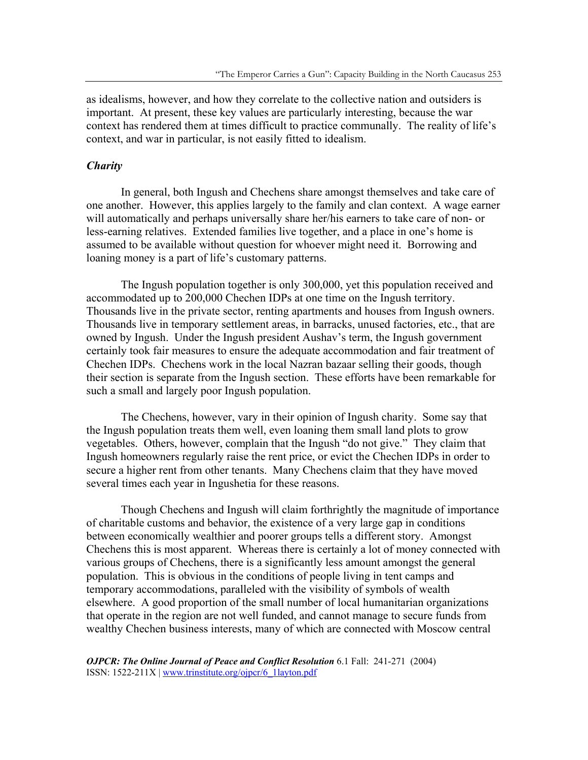as idealisms, however, and how they correlate to the collective nation and outsiders is important. At present, these key values are particularly interesting, because the war context has rendered them at times difficult to practice communally. The reality of life's context, and war in particular, is not easily fitted to idealism.

### *Charity*

In general, both Ingush and Chechens share amongst themselves and take care of one another. However, this applies largely to the family and clan context. A wage earner will automatically and perhaps universally share her/his earners to take care of non- or less-earning relatives. Extended families live together, and a place in one's home is assumed to be available without question for whoever might need it. Borrowing and loaning money is a part of life's customary patterns.

The Ingush population together is only 300,000, yet this population received and accommodated up to 200,000 Chechen IDPs at one time on the Ingush territory. Thousands live in the private sector, renting apartments and houses from Ingush owners. Thousands live in temporary settlement areas, in barracks, unused factories, etc., that are owned by Ingush. Under the Ingush president Aushav's term, the Ingush government certainly took fair measures to ensure the adequate accommodation and fair treatment of Chechen IDPs. Chechens work in the local Nazran bazaar selling their goods, though their section is separate from the Ingush section. These efforts have been remarkable for such a small and largely poor Ingush population.

The Chechens, however, vary in their opinion of Ingush charity. Some say that the Ingush population treats them well, even loaning them small land plots to grow vegetables. Others, however, complain that the Ingush "do not give." They claim that Ingush homeowners regularly raise the rent price, or evict the Chechen IDPs in order to secure a higher rent from other tenants. Many Chechens claim that they have moved several times each year in Ingushetia for these reasons.

Though Chechens and Ingush will claim forthrightly the magnitude of importance of charitable customs and behavior, the existence of a very large gap in conditions between economically wealthier and poorer groups tells a different story. Amongst Chechens this is most apparent. Whereas there is certainly a lot of money connected with various groups of Chechens, there is a significantly less amount amongst the general population. This is obvious in the conditions of people living in tent camps and temporary accommodations, paralleled with the visibility of symbols of wealth elsewhere. A good proportion of the small number of local humanitarian organizations that operate in the region are not well funded, and cannot manage to secure funds from wealthy Chechen business interests, many of which are connected with Moscow central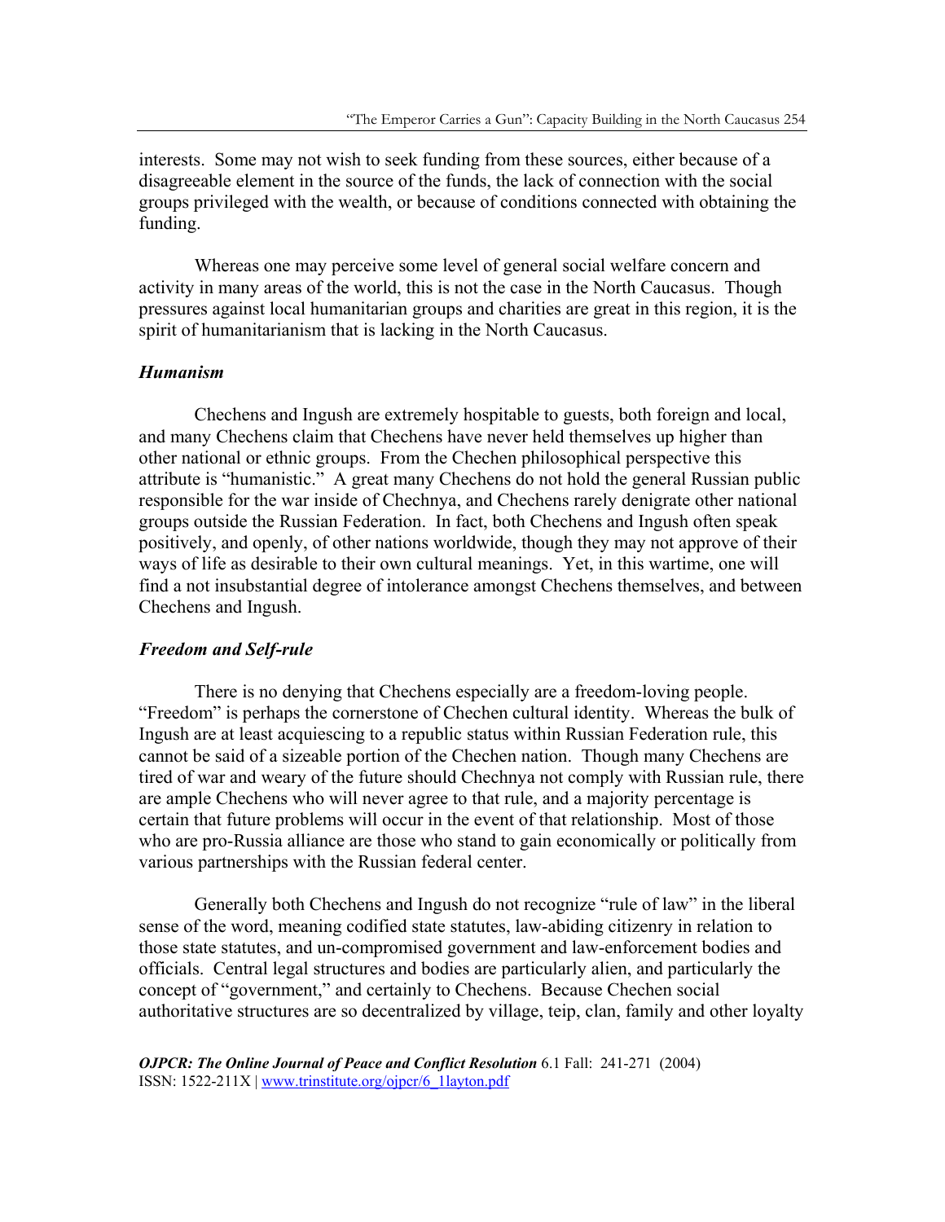interests. Some may not wish to seek funding from these sources, either because of a disagreeable element in the source of the funds, the lack of connection with the social groups privileged with the wealth, or because of conditions connected with obtaining the funding.

Whereas one may perceive some level of general social welfare concern and activity in many areas of the world, this is not the case in the North Caucasus. Though pressures against local humanitarian groups and charities are great in this region, it is the spirit of humanitarianism that is lacking in the North Caucasus.

### *Humanism*

Chechens and Ingush are extremely hospitable to guests, both foreign and local, and many Chechens claim that Chechens have never held themselves up higher than other national or ethnic groups. From the Chechen philosophical perspective this attribute is "humanistic." A great many Chechens do not hold the general Russian public responsible for the war inside of Chechnya, and Chechens rarely denigrate other national groups outside the Russian Federation. In fact, both Chechens and Ingush often speak positively, and openly, of other nations worldwide, though they may not approve of their ways of life as desirable to their own cultural meanings. Yet, in this wartime, one will find a not insubstantial degree of intolerance amongst Chechens themselves, and between Chechens and Ingush.

### *Freedom and Self-rule*

There is no denying that Chechens especially are a freedom-loving people. "Freedom" is perhaps the cornerstone of Chechen cultural identity. Whereas the bulk of Ingush are at least acquiescing to a republic status within Russian Federation rule, this cannot be said of a sizeable portion of the Chechen nation. Though many Chechens are tired of war and weary of the future should Chechnya not comply with Russian rule, there are ample Chechens who will never agree to that rule, and a majority percentage is certain that future problems will occur in the event of that relationship. Most of those who are pro-Russia alliance are those who stand to gain economically or politically from various partnerships with the Russian federal center.

Generally both Chechens and Ingush do not recognize "rule of law" in the liberal sense of the word, meaning codified state statutes, law-abiding citizenry in relation to those state statutes, and un-compromised government and law-enforcement bodies and officials. Central legal structures and bodies are particularly alien, and particularly the concept of "government," and certainly to Chechens. Because Chechen social authoritative structures are so decentralized by village, teip, clan, family and other loyalty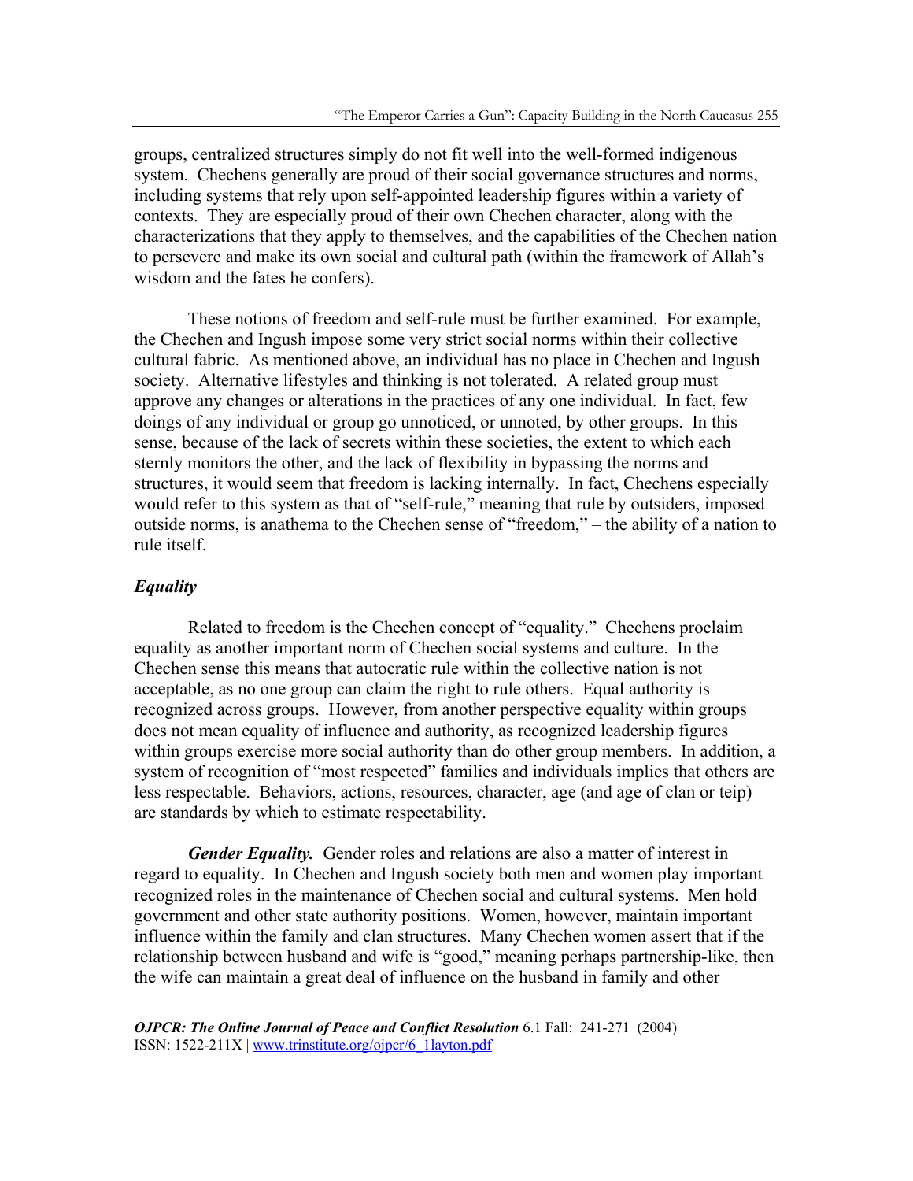groups, centralized structures simply do not fit well into the well-formed indigenous system. Chechens generally are proud of their social governance structures and norms, including systems that rely upon self-appointed leadership figures within a variety of contexts. They are especially proud of their own Chechen character, along with the characterizations that they apply to themselves, and the capabilities of the Chechen nation to persevere and make its own social and cultural path (within the framework of Allah's wisdom and the fates he confers).

These notions of freedom and self-rule must be further examined. For example, the Chechen and Ingush impose some very strict social norms within their collective cultural fabric. As mentioned above, an individual has no place in Chechen and Ingush society. Alternative lifestyles and thinking is not tolerated. A related group must approve any changes or alterations in the practices of any one individual. In fact, few doings of any individual or group go unnoticed, or unnoted, by other groups. In this sense, because of the lack of secrets within these societies, the extent to which each sternly monitors the other, and the lack of flexibility in bypassing the norms and structures, it would seem that freedom is lacking internally. In fact, Chechens especially would refer to this system as that of "self-rule," meaning that rule by outsiders, imposed outside norms, is anathema to the Chechen sense of "freedom," – the ability of a nation to rule itself.

### *Equality*

Related to freedom is the Chechen concept of "equality." Chechens proclaim equality as another important norm of Chechen social systems and culture. In the Chechen sense this means that autocratic rule within the collective nation is not acceptable, as no one group can claim the right to rule others. Equal authority is recognized across groups. However, from another perspective equality within groups does not mean equality of influence and authority, as recognized leadership figures within groups exercise more social authority than do other group members. In addition, a system of recognition of "most respected" families and individuals implies that others are less respectable. Behaviors, actions, resources, character, age (and age of clan or teip) are standards by which to estimate respectability.

***Gender Equality.*** Gender roles and relations are also a matter of interest in regard to equality. In Chechen and Ingush society both men and women play important recognized roles in the maintenance of Chechen social and cultural systems. Men hold government and other state authority positions. Women, however, maintain important influence within the family and clan structures. Many Chechen women assert that if the relationship between husband and wife is "good," meaning perhaps partnership-like, then the wife can maintain a great deal of influence on the husband in family and other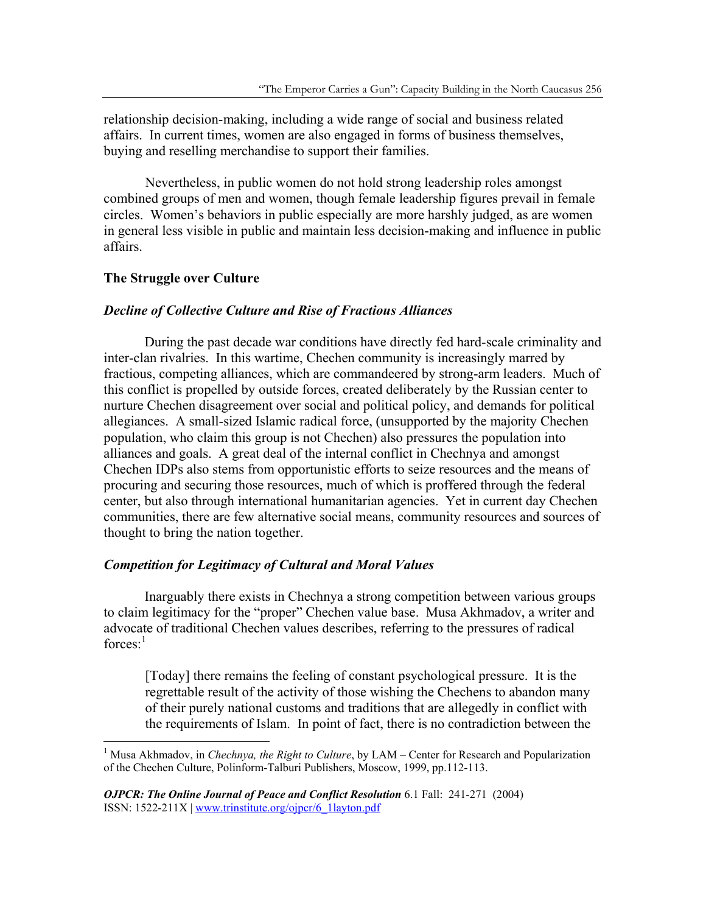relationship decision-making, including a wide range of social and business related affairs. In current times, women are also engaged in forms of business themselves, buying and reselling merchandise to support their families.

Nevertheless, in public women do not hold strong leadership roles amongst combined groups of men and women, though female leadership figures prevail in female circles. Women's behaviors in public especially are more harshly judged, as are women in general less visible in public and maintain less decision-making and influence in public affairs.

## The Struggle over Culture

### *Decline of Collective Culture and Rise of Fractious Alliances*

During the past decade war conditions have directly fed hard-scale criminality and inter-clan rivalries. In this wartime, Chechen community is increasingly marred by fractious, competing alliances, which are commandeered by strong-arm leaders. Much of this conflict is propelled by outside forces, created deliberately by the Russian center to nurture Chechen disagreement over social and political policy, and demands for political allegiances. A small-sized Islamic radical force, (unsupported by the majority Chechen population, who claim this group is not Chechen) also pressures the population into alliances and goals. A great deal of the internal conflict in Chechnya and amongst Chechen IDPs also stems from opportunistic efforts to seize resources and the means of procuring and securing those resources, much of which is proffered through the federal center, but also through international humanitarian agencies. Yet in current day Chechen communities, there are few alternative social means, community resources and sources of thought to bring the nation together.

### *Competition for Legitimacy of Cultural and Moral Values*

Inarguably there exists in Chechnya a strong competition between various groups to claim legitimacy for the "proper" Chechen value base. Musa Akhmadov, a writer and advocate of traditional Chechen values describes, referring to the pressures of radical forces:[1]

> [Today] there remains the feeling of constant psychological pressure. It is the regrettable result of the activity of those wishing the Chechens to abandon many of their purely national customs and traditions that are allegedly in conflict with the requirements of Islam. In point of fact, there is no contradiction between the

[1] Musa Akhmadov, in *Chechnya, the Right to Culture*, by LAM – Center for Research and Popularization of the Chechen Culture, Polinform-Talburi Publishers, Moscow, 1999, pp.112-113.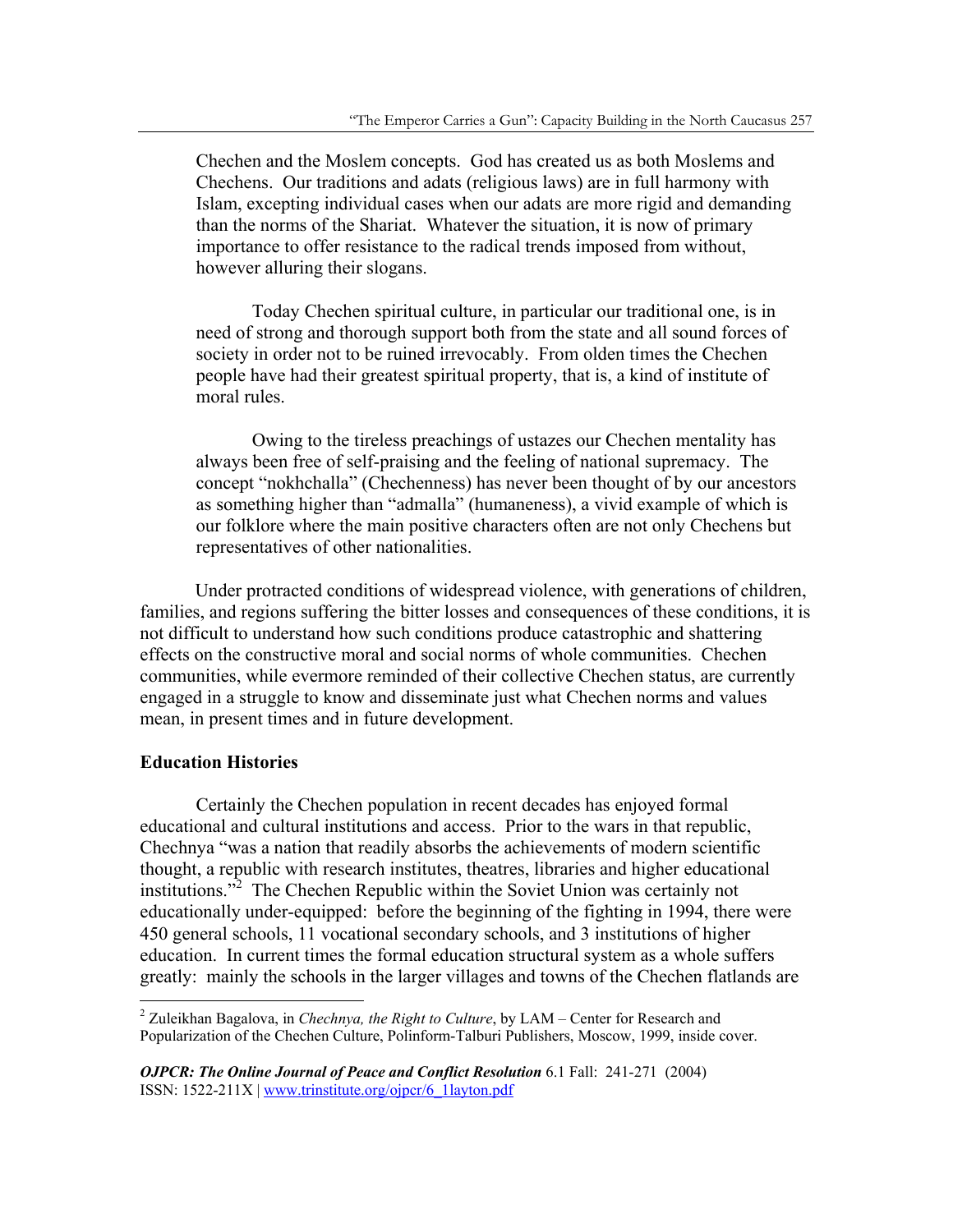Chechen and the Moslem concepts. God has created us as both Moslems and Chechens. Our traditions and adats (religious laws) are in full harmony with Islam, excepting individual cases when our adats are more rigid and demanding than the norms of the Shariat. Whatever the situation, it is now of primary importance to offer resistance to the radical trends imposed from without, however alluring their slogans.

> Today Chechen spiritual culture, in particular our traditional one, is in need of strong and thorough support both from the state and all sound forces of society in order not to be ruined irrevocably. From olden times the Chechen people have had their greatest spiritual property, that is, a kind of institute of moral rules.
>
> Owing to the tireless preachings of ustazes our Chechen mentality has always been free of self-praising and the feeling of national supremacy. The concept "nokhchalla" (Chechenness) has never been thought of by our ancestors as something higher than "admalla" (humaneness), a vivid example of which is our folklore where the main positive characters often are not only Chechens but representatives of other nationalities.

Under protracted conditions of widespread violence, with generations of children, families, and regions suffering the bitter losses and consequences of these conditions, it is not difficult to understand how such conditions produce catastrophic and shattering effects on the constructive moral and social norms of whole communities. Chechen communities, while evermore reminded of their collective Chechen status, are currently engaged in a struggle to know and disseminate just what Chechen norms and values mean, in present times and in future development.

## Education Histories

Certainly the Chechen population in recent decades has enjoyed formal educational and cultural institutions and access. Prior to the wars in that republic, Chechnya "was a nation that readily absorbs the achievements of modern scientific thought, a republic with research institutes, theatres, libraries and higher educational institutions."[2] The Chechen Republic within the Soviet Union was certainly not educationally under-equipped: before the beginning of the fighting in 1994, there were 450 general schools, 11 vocational secondary schools, and 3 institutions of higher education. In current times the formal education structural system as a whole suffers greatly: mainly the schools in the larger villages and towns of the Chechen flatlands are

---

[2] Zuleikhan Bagalova, in *Chechnya, the Right to Culture*, by LAM – Center for Research and Popularization of the Chechen Culture, Polinform-Talburi Publishers, Moscow, 1999, inside cover.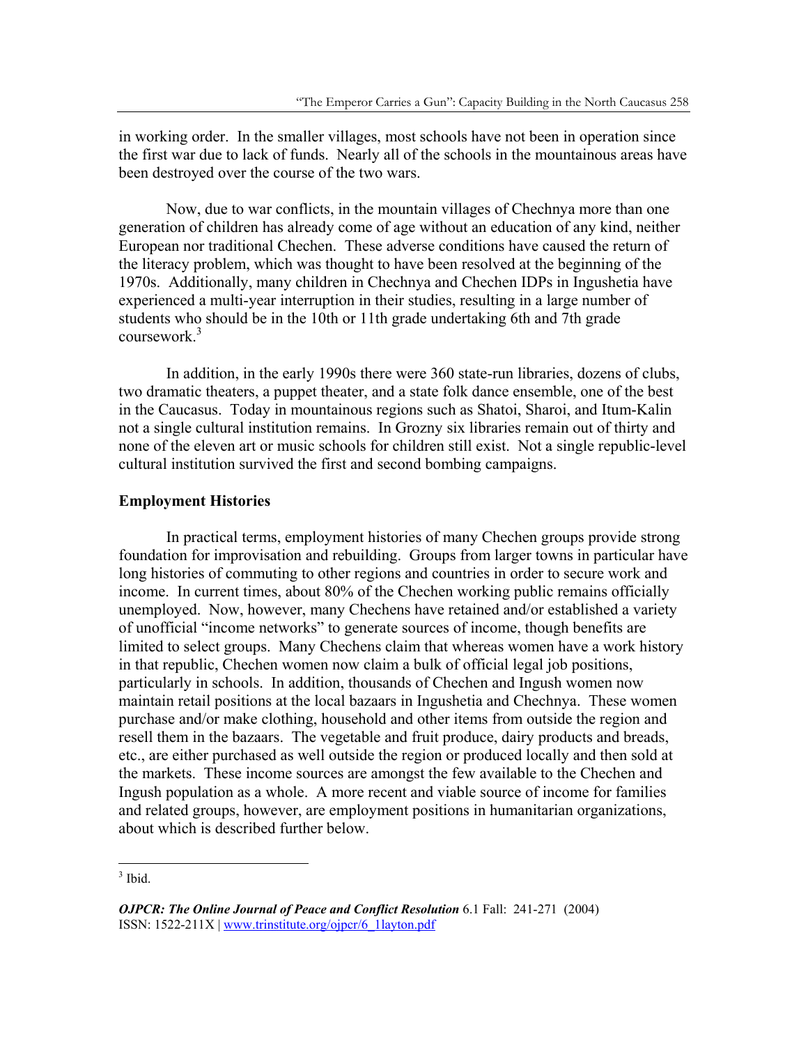in working order. In the smaller villages, most schools have not been in operation since the first war due to lack of funds. Nearly all of the schools in the mountainous areas have been destroyed over the course of the two wars.

Now, due to war conflicts, in the mountain villages of Chechnya more than one generation of children has already come of age without an education of any kind, neither European nor traditional Chechen. These adverse conditions have caused the return of the literacy problem, which was thought to have been resolved at the beginning of the 1970s. Additionally, many children in Chechnya and Chechen IDPs in Ingushetia have experienced a multi-year interruption in their studies, resulting in a large number of students who should be in the 10th or 11th grade undertaking 6th and 7th grade coursework.[3]

In addition, in the early 1990s there were 360 state-run libraries, dozens of clubs, two dramatic theaters, a puppet theater, and a state folk dance ensemble, one of the best in the Caucasus. Today in mountainous regions such as Shatoi, Sharoi, and Itum-Kalin not a single cultural institution remains. In Grozny six libraries remain out of thirty and none of the eleven art or music schools for children still exist. Not a single republic-level cultural institution survived the first and second bombing campaigns.

## Employment Histories

In practical terms, employment histories of many Chechen groups provide strong foundation for improvisation and rebuilding. Groups from larger towns in particular have long histories of commuting to other regions and countries in order to secure work and income. In current times, about 80% of the Chechen working public remains officially unemployed. Now, however, many Chechens have retained and/or established a variety of unofficial "income networks" to generate sources of income, though benefits are limited to select groups. Many Chechens claim that whereas women have a work history in that republic, Chechen women now claim a bulk of official legal job positions, particularly in schools. In addition, thousands of Chechen and Ingush women now maintain retail positions at the local bazaars in Ingushetia and Chechnya. These women purchase and/or make clothing, household and other items from outside the region and resell them in the bazaars. The vegetable and fruit produce, dairy products and breads, etc., are either purchased as well outside the region or produced locally and then sold at the markets. These income sources are amongst the few available to the Chechen and Ingush population as a whole. A more recent and viable source of income for families and related groups, however, are employment positions in humanitarian organizations, about which is described further below.

[3] Ibid.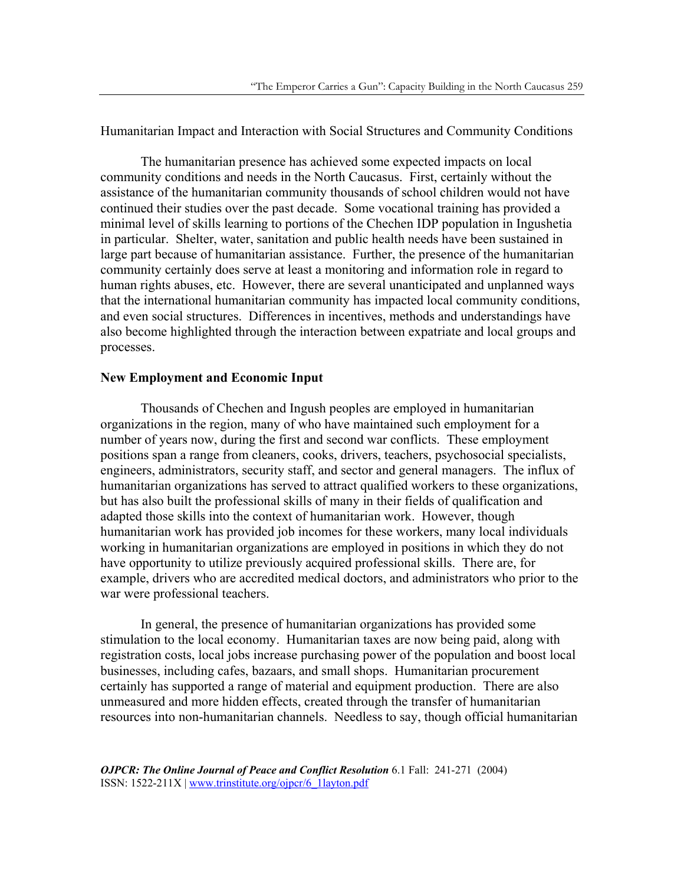Humanitarian Impact and Interaction with Social Structures and Community Conditions

The humanitarian presence has achieved some expected impacts on local community conditions and needs in the North Caucasus. First, certainly without the assistance of the humanitarian community thousands of school children would not have continued their studies over the past decade. Some vocational training has provided a minimal level of skills learning to portions of the Chechen IDP population in Ingushetia in particular. Shelter, water, sanitation and public health needs have been sustained in large part because of humanitarian assistance. Further, the presence of the humanitarian community certainly does serve at least a monitoring and information role in regard to human rights abuses, etc. However, there are several unanticipated and unplanned ways that the international humanitarian community has impacted local community conditions, and even social structures. Differences in incentives, methods and understandings have also become highlighted through the interaction between expatriate and local groups and processes.

**New Employment and Economic Input**

Thousands of Chechen and Ingush peoples are employed in humanitarian organizations in the region, many of who have maintained such employment for a number of years now, during the first and second war conflicts. These employment positions span a range from cleaners, cooks, drivers, teachers, psychosocial specialists, engineers, administrators, security staff, and sector and general managers. The influx of humanitarian organizations has served to attract qualified workers to these organizations, but has also built the professional skills of many in their fields of qualification and adapted those skills into the context of humanitarian work. However, though humanitarian work has provided job incomes for these workers, many local individuals working in humanitarian organizations are employed in positions in which they do not have opportunity to utilize previously acquired professional skills. There are, for example, drivers who are accredited medical doctors, and administrators who prior to the war were professional teachers.

In general, the presence of humanitarian organizations has provided some stimulation to the local economy. Humanitarian taxes are now being paid, along with registration costs, local jobs increase purchasing power of the population and boost local businesses, including cafes, bazaars, and small shops. Humanitarian procurement certainly has supported a range of material and equipment production. There are also unmeasured and more hidden effects, created through the transfer of humanitarian resources into non-humanitarian channels. Needless to say, though official humanitarian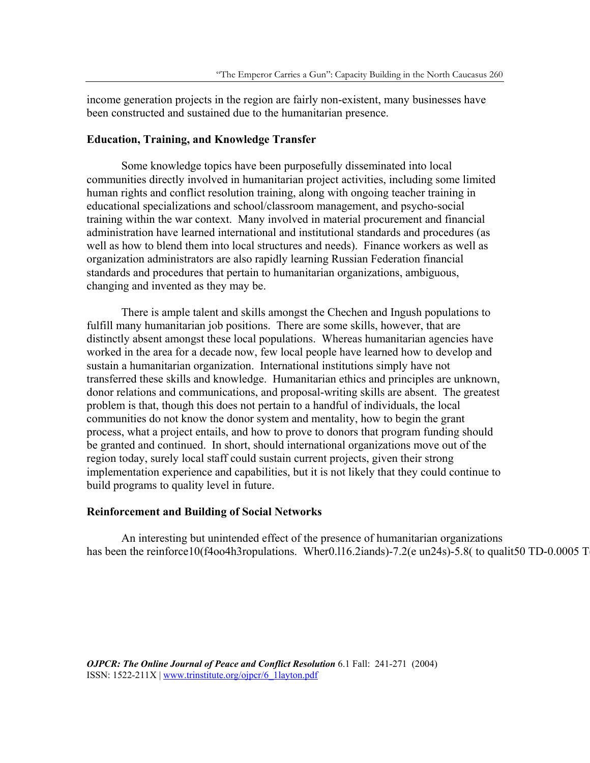income generation projects in the region are fairly non-existent, many businesses have been constructed and sustained due to the humanitarian presence.

### Education, Training, and Knowledge Transfer

Some knowledge topics have been purposefully disseminated into local communities directly involved in humanitarian project activities, including some limited human rights and conflict resolution training, along with ongoing teacher training in educational specializations and school/classroom management, and psycho-social training within the war context. Many involved in material procurement and financial administration have learned international and institutional standards and procedures (as well as how to blend them into local structures and needs). Finance workers as well as organization administrators are also rapidly learning Russian Federation financial standards and procedures that pertain to humanitarian organizations, ambiguous, changing and invented as they may be.

There is ample talent and skills amongst the Chechen and Ingush populations to fulfill many humanitarian job positions. There are some skills, however, that are distinctly absent amongst these local populations. Whereas humanitarian agencies have worked in the area for a decade now, few local people have learned how to develop and sustain a humanitarian organization. International institutions simply have not transferred these skills and knowledge. Humanitarian ethics and principles are unknown, donor relations and communications, and proposal-writing skills are absent. The greatest problem is that, though this does not pertain to a handful of individuals, the local communities do not know the donor system and mentality, how to begin the grant process, what a project entails, and how to prove to donors that program funding should be granted and continued. In short, should international organizations move out of the region today, surely local staff could sustain current projects, given their strong implementation experience and capabilities, but it is not likely that they could continue to build programs to quality level in future.

### Reinforcement and Building of Social Networks

An interesting but unintended effect of the presence of humanitarian organizations has been the reinforce10(f4oo4h3ropulations. Wher0.l16.2iands)-7.2(e un24s)-5.8( to qualit50 TD-0.0005 T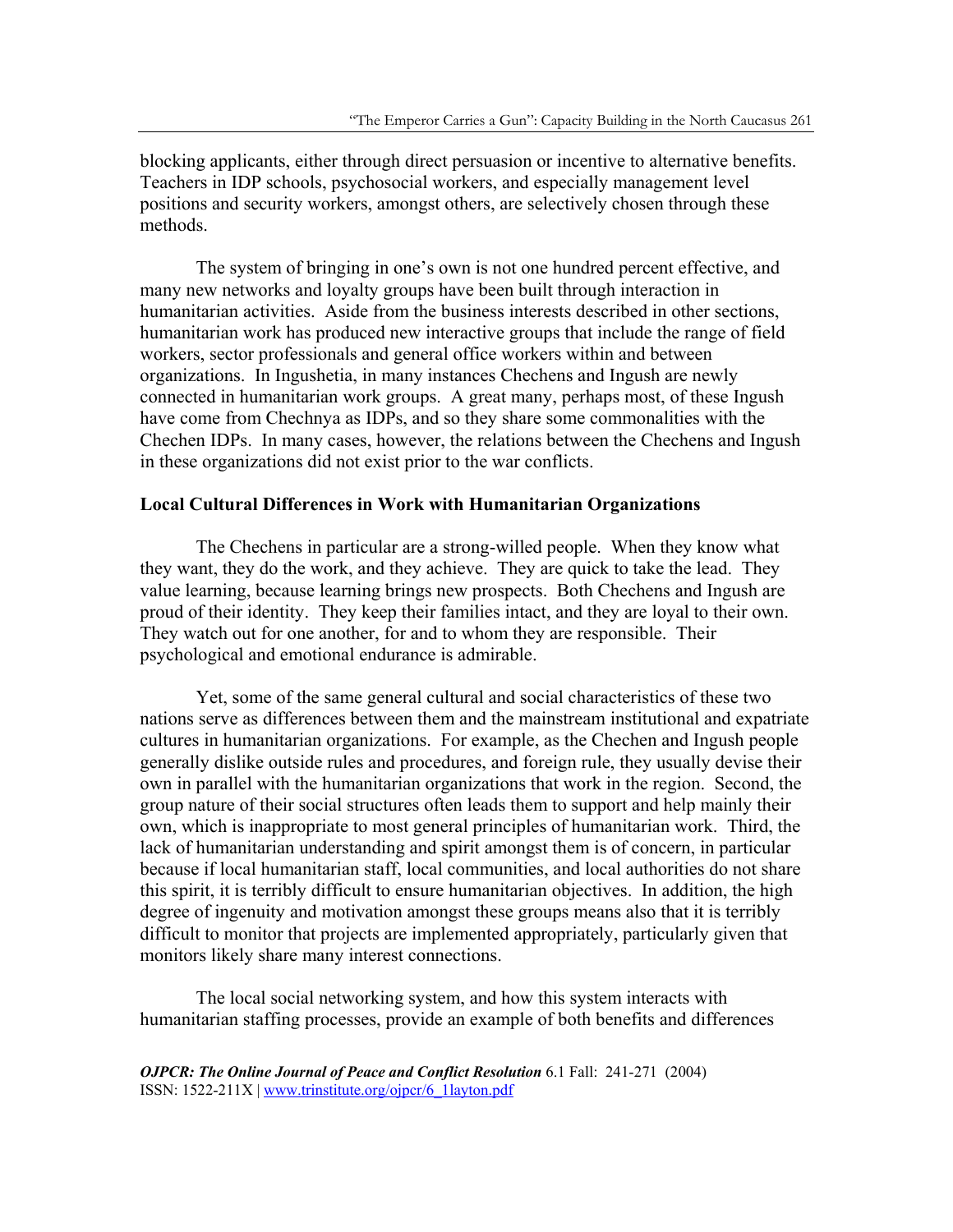blocking applicants, either through direct persuasion or incentive to alternative benefits. Teachers in IDP schools, psychosocial workers, and especially management level positions and security workers, amongst others, are selectively chosen through these methods.

The system of bringing in one's own is not one hundred percent effective, and many new networks and loyalty groups have been built through interaction in humanitarian activities. Aside from the business interests described in other sections, humanitarian work has produced new interactive groups that include the range of field workers, sector professionals and general office workers within and between organizations. In Ingushetia, in many instances Chechens and Ingush are newly connected in humanitarian work groups. A great many, perhaps most, of these Ingush have come from Chechnya as IDPs, and so they share some commonalities with the Chechen IDPs. In many cases, however, the relations between the Chechens and Ingush in these organizations did not exist prior to the war conflicts.

### Local Cultural Differences in Work with Humanitarian Organizations

The Chechens in particular are a strong-willed people. When they know what they want, they do the work, and they achieve. They are quick to take the lead. They value learning, because learning brings new prospects. Both Chechens and Ingush are proud of their identity. They keep their families intact, and they are loyal to their own. They watch out for one another, for and to whom they are responsible. Their psychological and emotional endurance is admirable.

Yet, some of the same general cultural and social characteristics of these two nations serve as differences between them and the mainstream institutional and expatriate cultures in humanitarian organizations. For example, as the Chechen and Ingush people generally dislike outside rules and procedures, and foreign rule, they usually devise their own in parallel with the humanitarian organizations that work in the region. Second, the group nature of their social structures often leads them to support and help mainly their own, which is inappropriate to most general principles of humanitarian work. Third, the lack of humanitarian understanding and spirit amongst them is of concern, in particular because if local humanitarian staff, local communities, and local authorities do not share this spirit, it is terribly difficult to ensure humanitarian objectives. In addition, the high degree of ingenuity and motivation amongst these groups means also that it is terribly difficult to monitor that projects are implemented appropriately, particularly given that monitors likely share many interest connections.

The local social networking system, and how this system interacts with humanitarian staffing processes, provide an example of both benefits and differences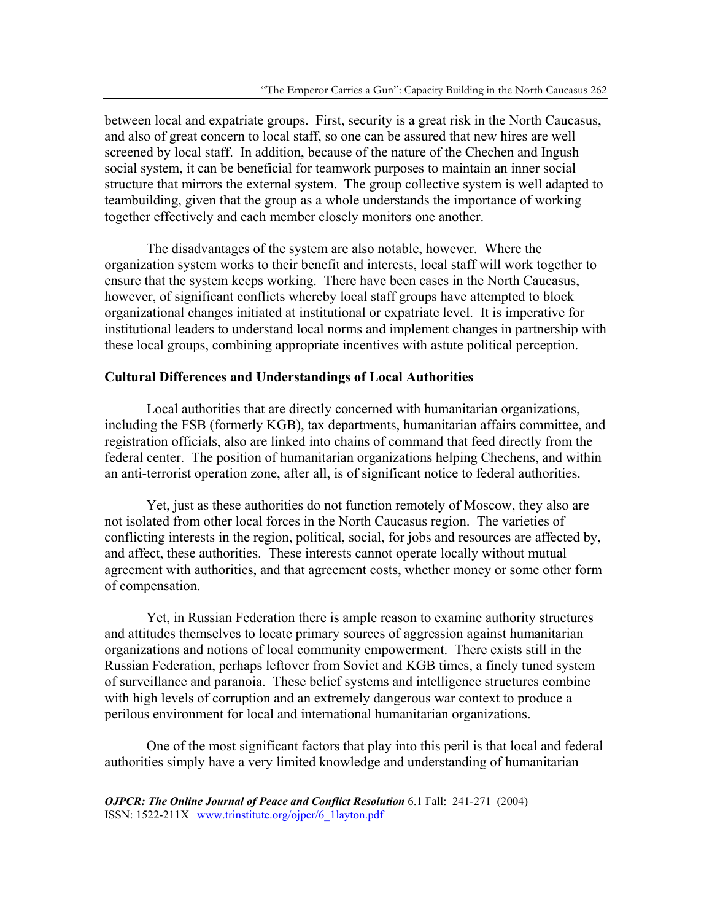between local and expatriate groups. First, security is a great risk in the North Caucasus, and also of great concern to local staff, so one can be assured that new hires are well screened by local staff. In addition, because of the nature of the Chechen and Ingush social system, it can be beneficial for teamwork purposes to maintain an inner social structure that mirrors the external system. The group collective system is well adapted to teambuilding, given that the group as a whole understands the importance of working together effectively and each member closely monitors one another.

The disadvantages of the system are also notable, however. Where the organization system works to their benefit and interests, local staff will work together to ensure that the system keeps working. There have been cases in the North Caucasus, however, of significant conflicts whereby local staff groups have attempted to block organizational changes initiated at institutional or expatriate level. It is imperative for institutional leaders to understand local norms and implement changes in partnership with these local groups, combining appropriate incentives with astute political perception.

**Cultural Differences and Understandings of Local Authorities**

Local authorities that are directly concerned with humanitarian organizations, including the FSB (formerly KGB), tax departments, humanitarian affairs committee, and registration officials, also are linked into chains of command that feed directly from the federal center. The position of humanitarian organizations helping Chechens, and within an anti-terrorist operation zone, after all, is of significant notice to federal authorities.

Yet, just as these authorities do not function remotely of Moscow, they also are not isolated from other local forces in the North Caucasus region. The varieties of conflicting interests in the region, political, social, for jobs and resources are affected by, and affect, these authorities. These interests cannot operate locally without mutual agreement with authorities, and that agreement costs, whether money or some other form of compensation.

Yet, in Russian Federation there is ample reason to examine authority structures and attitudes themselves to locate primary sources of aggression against humanitarian organizations and notions of local community empowerment. There exists still in the Russian Federation, perhaps leftover from Soviet and KGB times, a finely tuned system of surveillance and paranoia. These belief systems and intelligence structures combine with high levels of corruption and an extremely dangerous war context to produce a perilous environment for local and international humanitarian organizations.

One of the most significant factors that play into this peril is that local and federal authorities simply have a very limited knowledge and understanding of humanitarian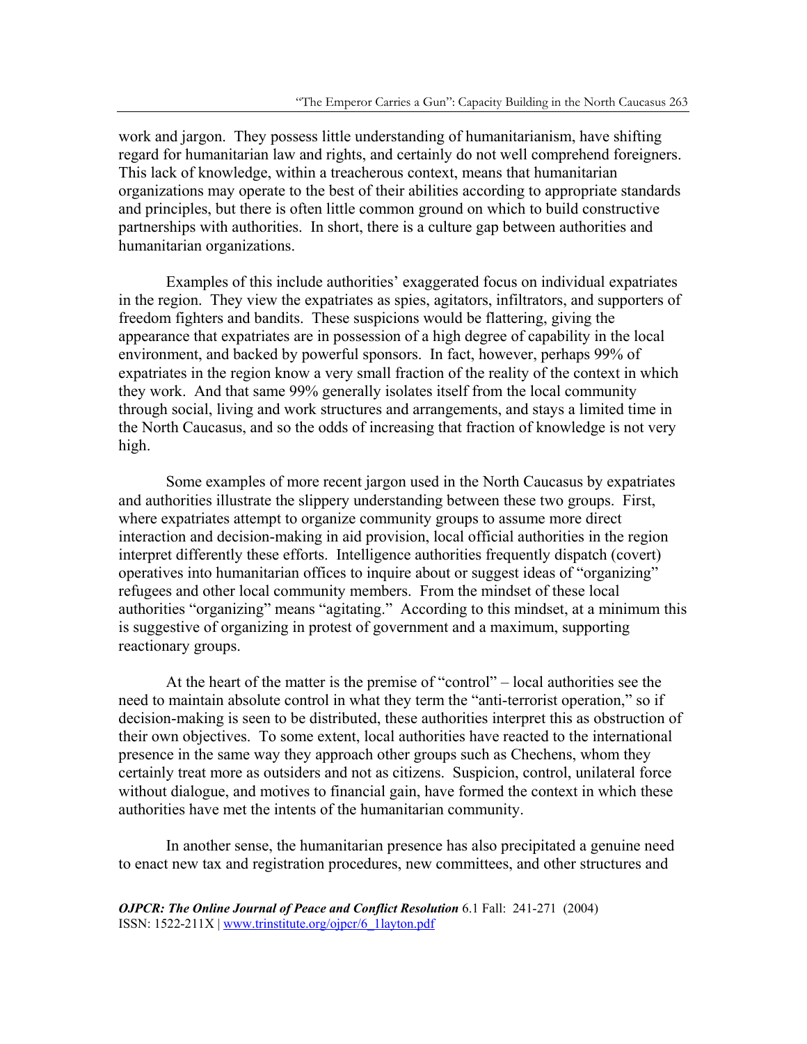work and jargon. They possess little understanding of humanitarianism, have shifting regard for humanitarian law and rights, and certainly do not well comprehend foreigners. This lack of knowledge, within a treacherous context, means that humanitarian organizations may operate to the best of their abilities according to appropriate standards and principles, but there is often little common ground on which to build constructive partnerships with authorities. In short, there is a culture gap between authorities and humanitarian organizations.

Examples of this include authorities' exaggerated focus on individual expatriates in the region. They view the expatriates as spies, agitators, infiltrators, and supporters of freedom fighters and bandits. These suspicions would be flattering, giving the appearance that expatriates are in possession of a high degree of capability in the local environment, and backed by powerful sponsors. In fact, however, perhaps 99% of expatriates in the region know a very small fraction of the reality of the context in which they work. And that same 99% generally isolates itself from the local community through social, living and work structures and arrangements, and stays a limited time in the North Caucasus, and so the odds of increasing that fraction of knowledge is not very high.

Some examples of more recent jargon used in the North Caucasus by expatriates and authorities illustrate the slippery understanding between these two groups. First, where expatriates attempt to organize community groups to assume more direct interaction and decision-making in aid provision, local official authorities in the region interpret differently these efforts. Intelligence authorities frequently dispatch (covert) operatives into humanitarian offices to inquire about or suggest ideas of "organizing" refugees and other local community members. From the mindset of these local authorities "organizing" means "agitating." According to this mindset, at a minimum this is suggestive of organizing in protest of government and a maximum, supporting reactionary groups.

At the heart of the matter is the premise of "control" – local authorities see the need to maintain absolute control in what they term the "anti-terrorist operation," so if decision-making is seen to be distributed, these authorities interpret this as obstruction of their own objectives. To some extent, local authorities have reacted to the international presence in the same way they approach other groups such as Chechens, whom they certainly treat more as outsiders and not as citizens. Suspicion, control, unilateral force without dialogue, and motives to financial gain, have formed the context in which these authorities have met the intents of the humanitarian community.

In another sense, the humanitarian presence has also precipitated a genuine need to enact new tax and registration procedures, new committees, and other structures and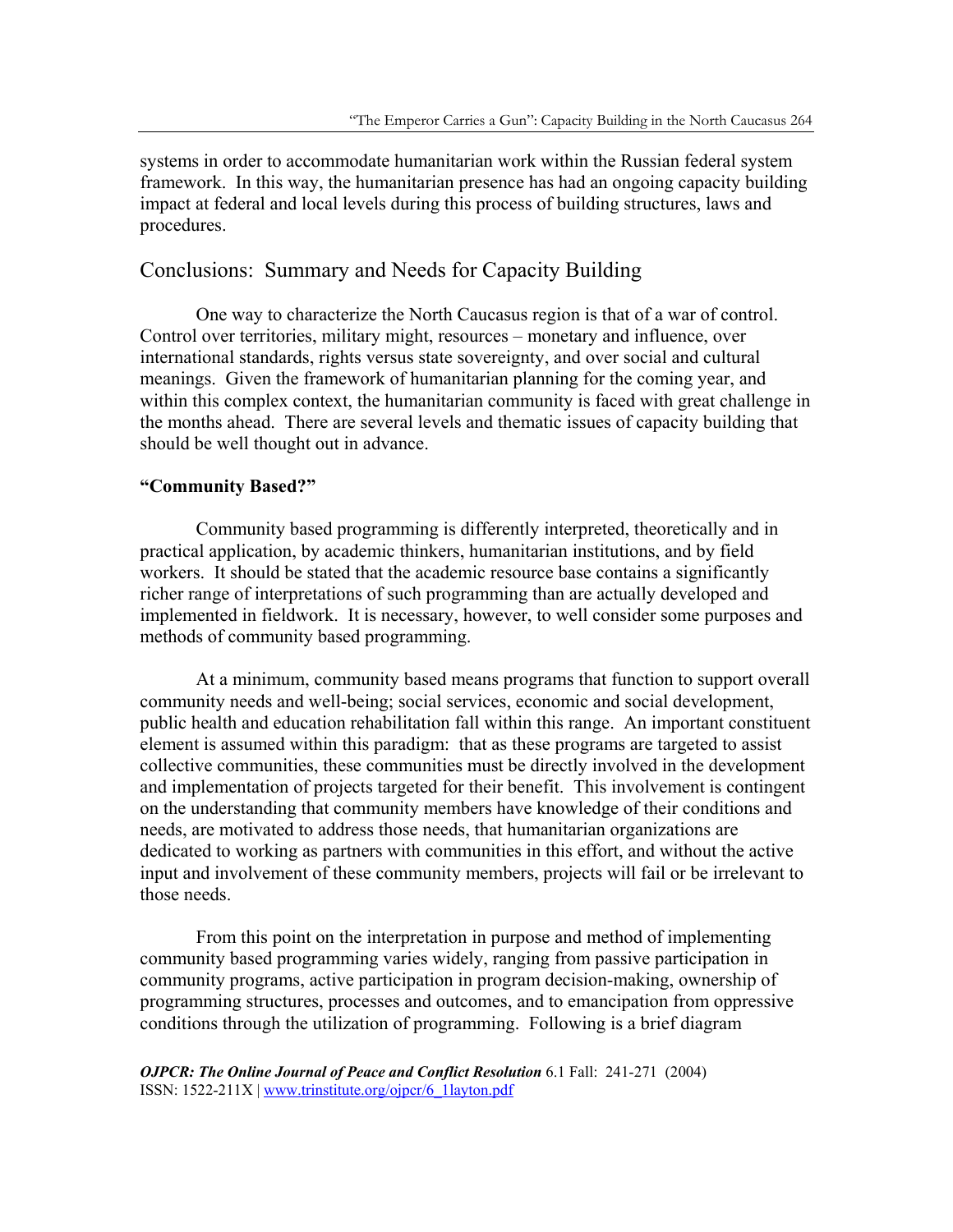systems in order to accommodate humanitarian work within the Russian federal system framework. In this way, the humanitarian presence has had an ongoing capacity building impact at federal and local levels during this process of building structures, laws and procedures.

## Conclusions: Summary and Needs for Capacity Building

One way to characterize the North Caucasus region is that of a war of control. Control over territories, military might, resources – monetary and influence, over international standards, rights versus state sovereignty, and over social and cultural meanings. Given the framework of humanitarian planning for the coming year, and within this complex context, the humanitarian community is faced with great challenge in the months ahead. There are several levels and thematic issues of capacity building that should be well thought out in advance.

**"Community Based?"**

Community based programming is differently interpreted, theoretically and in practical application, by academic thinkers, humanitarian institutions, and by field workers. It should be stated that the academic resource base contains a significantly richer range of interpretations of such programming than are actually developed and implemented in fieldwork. It is necessary, however, to well consider some purposes and methods of community based programming.

At a minimum, community based means programs that function to support overall community needs and well-being; social services, economic and social development, public health and education rehabilitation fall within this range. An important constituent element is assumed within this paradigm: that as these programs are targeted to assist collective communities, these communities must be directly involved in the development and implementation of projects targeted for their benefit. This involvement is contingent on the understanding that community members have knowledge of their conditions and needs, are motivated to address those needs, that humanitarian organizations are dedicated to working as partners with communities in this effort, and without the active input and involvement of these community members, projects will fail or be irrelevant to those needs.

From this point on the interpretation in purpose and method of implementing community based programming varies widely, ranging from passive participation in community programs, active participation in program decision-making, ownership of programming structures, processes and outcomes, and to emancipation from oppressive conditions through the utilization of programming. Following is a brief diagram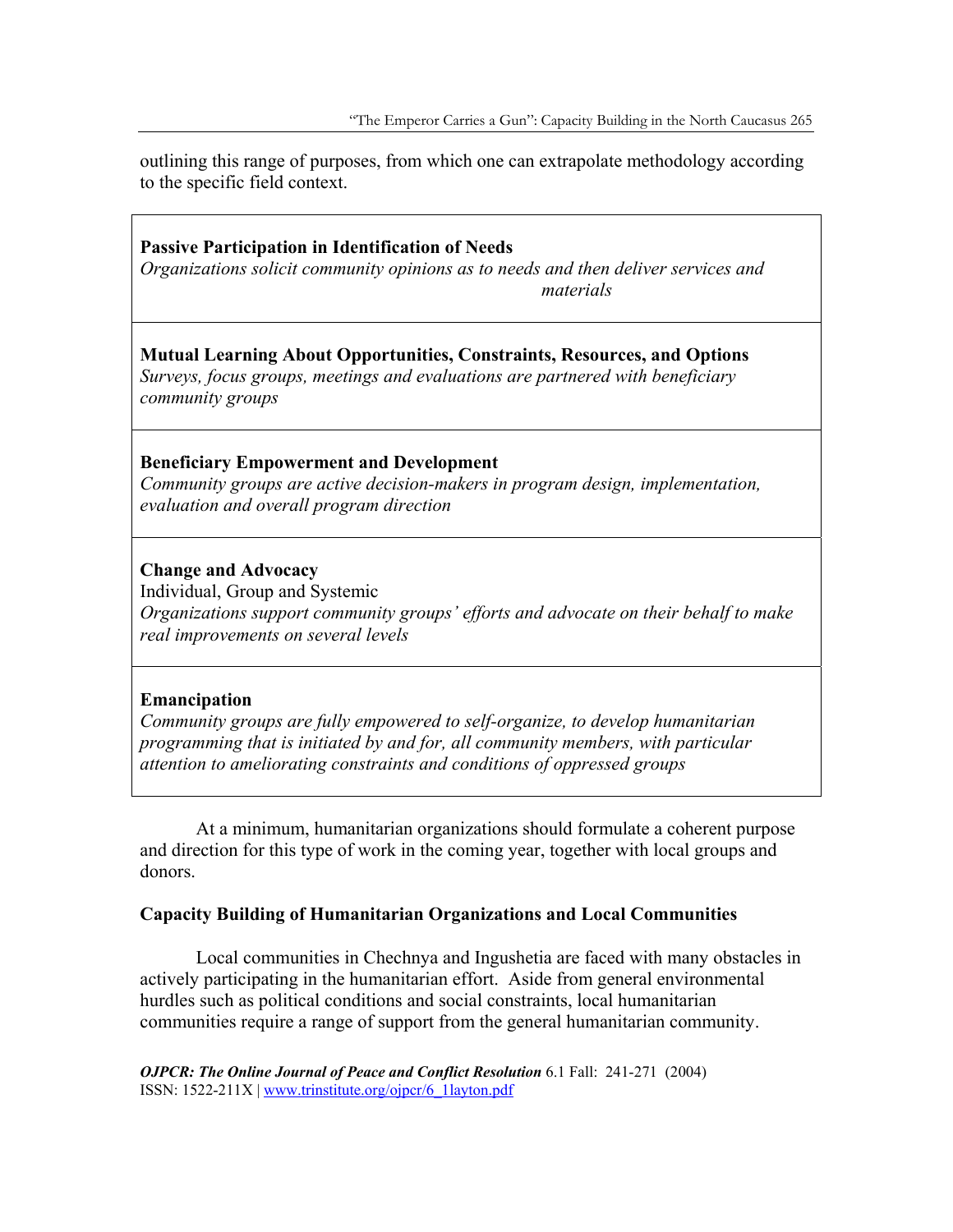outlining this range of purposes, from which one can extrapolate methodology according to the specific field context.

**Passive Participation in Identification of Needs**
*Organizations solicit community opinions as to needs and then deliver services and materials*

**Mutual Learning About Opportunities, Constraints, Resources, and Options**
*Surveys, focus groups, meetings and evaluations are partnered with beneficiary community groups*

**Beneficiary Empowerment and Development**
*Community groups are active decision-makers in program design, implementation, evaluation and overall program direction*

**Change and Advocacy**
Individual, Group and Systemic
*Organizations support community groups' efforts and advocate on their behalf to make real improvements on several levels*

**Emancipation**
*Community groups are fully empowered to self-organize, to develop humanitarian programming that is initiated by and for, all community members, with particular attention to ameliorating constraints and conditions of oppressed groups*

At a minimum, humanitarian organizations should formulate a coherent purpose and direction for this type of work in the coming year, together with local groups and donors.

### Capacity Building of Humanitarian Organizations and Local Communities

Local communities in Chechnya and Ingushetia are faced with many obstacles in actively participating in the humanitarian effort. Aside from general environmental hurdles such as political conditions and social constraints, local humanitarian communities require a range of support from the general humanitarian community.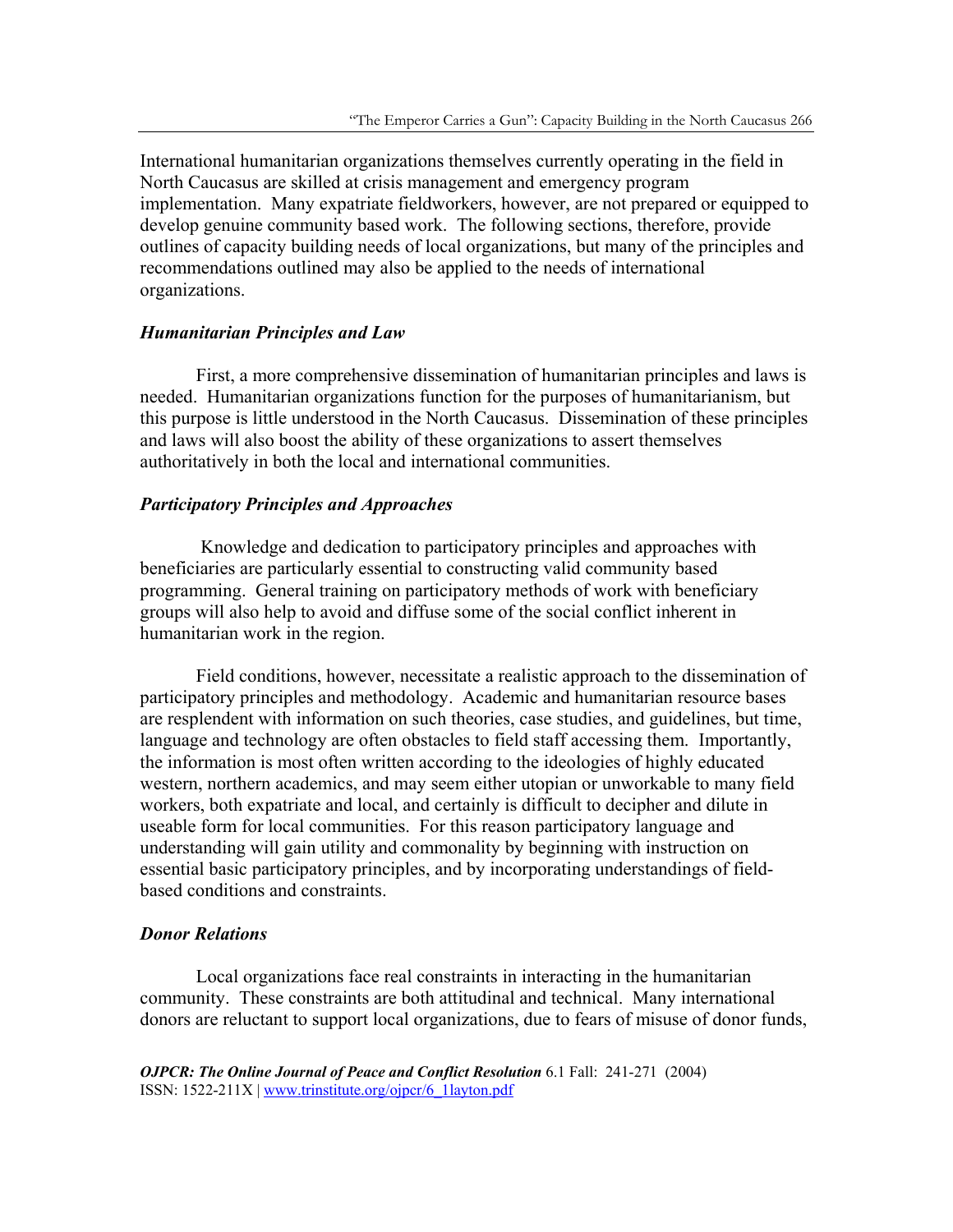International humanitarian organizations themselves currently operating in the field in North Caucasus are skilled at crisis management and emergency program implementation. Many expatriate fieldworkers, however, are not prepared or equipped to develop genuine community based work. The following sections, therefore, provide outlines of capacity building needs of local organizations, but many of the principles and recommendations outlined may also be applied to the needs of international organizations.

### *Humanitarian Principles and Law*

First, a more comprehensive dissemination of humanitarian principles and laws is needed. Humanitarian organizations function for the purposes of humanitarianism, but this purpose is little understood in the North Caucasus. Dissemination of these principles and laws will also boost the ability of these organizations to assert themselves authoritatively in both the local and international communities.

### *Participatory Principles and Approaches*

Knowledge and dedication to participatory principles and approaches with beneficiaries are particularly essential to constructing valid community based programming. General training on participatory methods of work with beneficiary groups will also help to avoid and diffuse some of the social conflict inherent in humanitarian work in the region.

Field conditions, however, necessitate a realistic approach to the dissemination of participatory principles and methodology. Academic and humanitarian resource bases are resplendent with information on such theories, case studies, and guidelines, but time, language and technology are often obstacles to field staff accessing them. Importantly, the information is most often written according to the ideologies of highly educated western, northern academics, and may seem either utopian or unworkable to many field workers, both expatriate and local, and certainly is difficult to decipher and dilute in useable form for local communities. For this reason participatory language and understanding will gain utility and commonality by beginning with instruction on essential basic participatory principles, and by incorporating understandings of field-based conditions and constraints.

### *Donor Relations*

Local organizations face real constraints in interacting in the humanitarian community. These constraints are both attitudinal and technical. Many international donors are reluctant to support local organizations, due to fears of misuse of donor funds,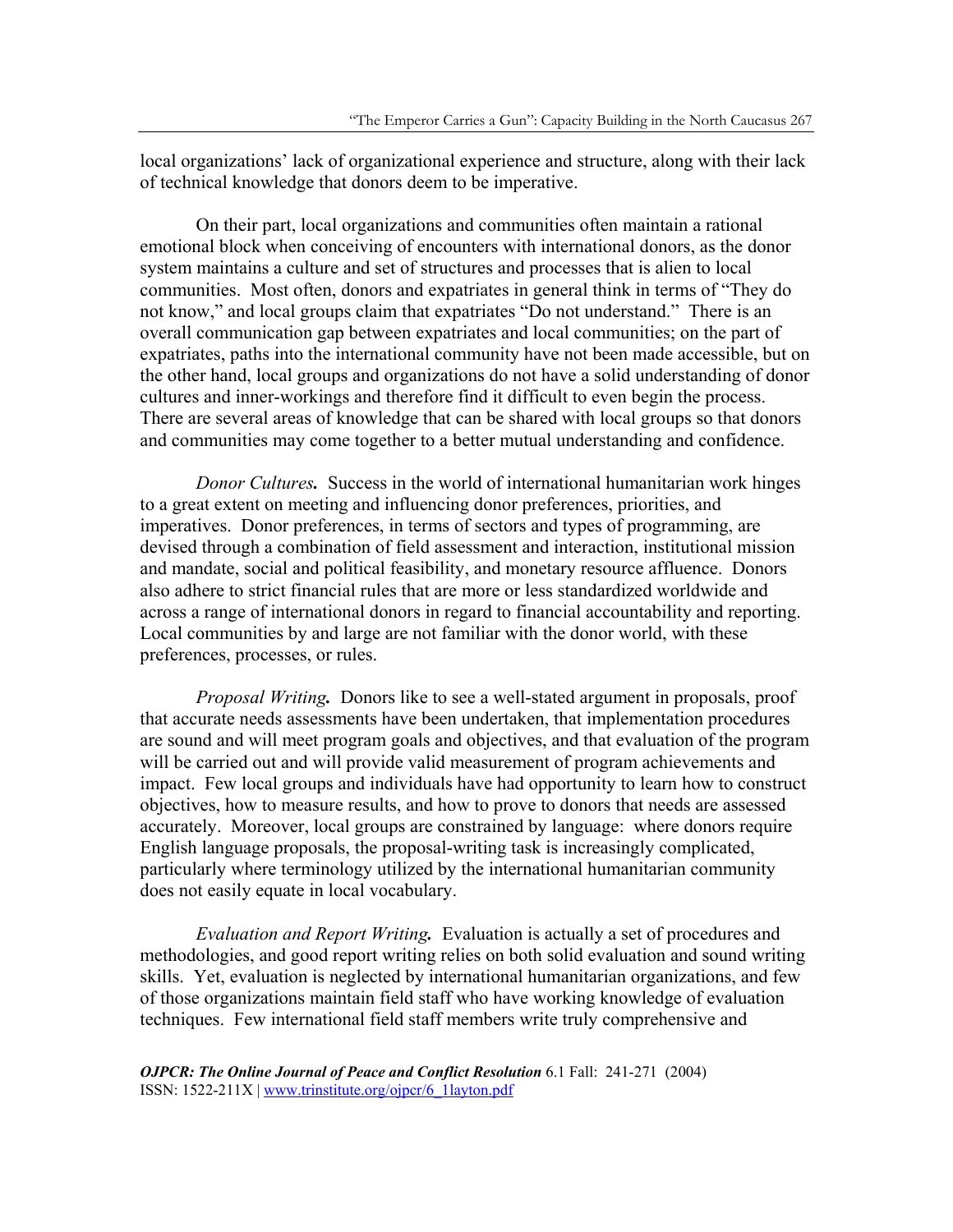local organizations' lack of organizational experience and structure, along with their lack of technical knowledge that donors deem to be imperative.

On their part, local organizations and communities often maintain a rational emotional block when conceiving of encounters with international donors, as the donor system maintains a culture and set of structures and processes that is alien to local communities. Most often, donors and expatriates in general think in terms of "They do not know," and local groups claim that expatriates "Do not understand." There is an overall communication gap between expatriates and local communities; on the part of expatriates, paths into the international community have not been made accessible, but on the other hand, local groups and organizations do not have a solid understanding of donor cultures and inner-workings and therefore find it difficult to even begin the process. There are several areas of knowledge that can be shared with local groups so that donors and communities may come together to a better mutual understanding and confidence.

***Donor Cultures.*** Success in the world of international humanitarian work hinges to a great extent on meeting and influencing donor preferences, priorities, and imperatives. Donor preferences, in terms of sectors and types of programming, are devised through a combination of field assessment and interaction, institutional mission and mandate, social and political feasibility, and monetary resource affluence. Donors also adhere to strict financial rules that are more or less standardized worldwide and across a range of international donors in regard to financial accountability and reporting. Local communities by and large are not familiar with the donor world, with these preferences, processes, or rules.

***Proposal Writing.*** Donors like to see a well-stated argument in proposals, proof that accurate needs assessments have been undertaken, that implementation procedures are sound and will meet program goals and objectives, and that evaluation of the program will be carried out and will provide valid measurement of program achievements and impact. Few local groups and individuals have had opportunity to learn how to construct objectives, how to measure results, and how to prove to donors that needs are assessed accurately. Moreover, local groups are constrained by language: where donors require English language proposals, the proposal-writing task is increasingly complicated, particularly where terminology utilized by the international humanitarian community does not easily equate in local vocabulary.

***Evaluation and Report Writing.*** Evaluation is actually a set of procedures and methodologies, and good report writing relies on both solid evaluation and sound writing skills. Yet, evaluation is neglected by international humanitarian organizations, and few of those organizations maintain field staff who have working knowledge of evaluation techniques. Few international field staff members write truly comprehensive and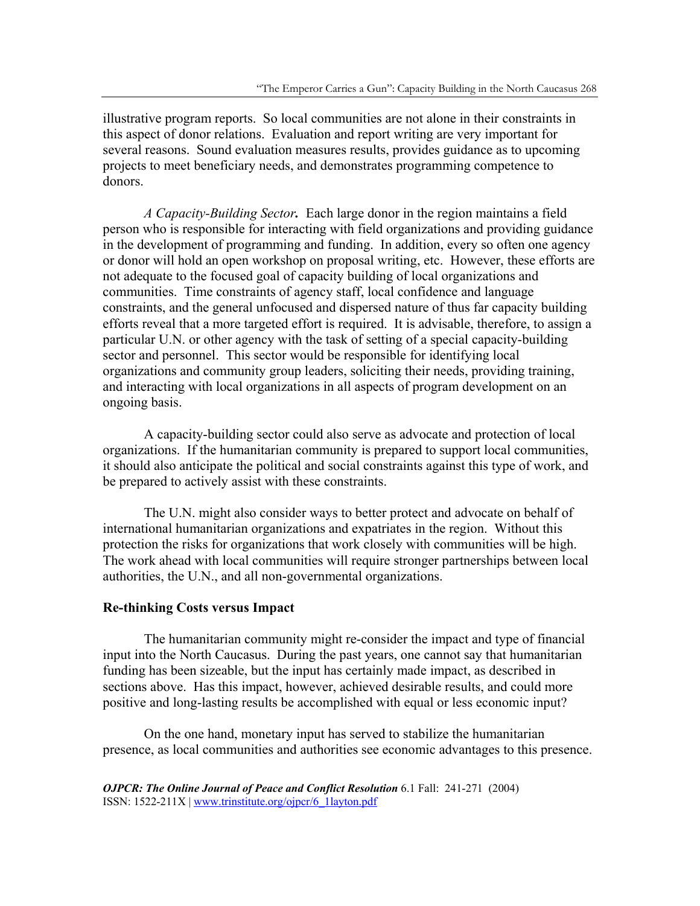illustrative program reports. So local communities are not alone in their constraints in this aspect of donor relations. Evaluation and report writing are very important for several reasons. Sound evaluation measures results, provides guidance as to upcoming projects to meet beneficiary needs, and demonstrates programming competence to donors.

*A Capacity-Building Sector.* Each large donor in the region maintains a field person who is responsible for interacting with field organizations and providing guidance in the development of programming and funding. In addition, every so often one agency or donor will hold an open workshop on proposal writing, etc. However, these efforts are not adequate to the focused goal of capacity building of local organizations and communities. Time constraints of agency staff, local confidence and language constraints, and the general unfocused and dispersed nature of thus far capacity building efforts reveal that a more targeted effort is required. It is advisable, therefore, to assign a particular U.N. or other agency with the task of setting of a special capacity-building sector and personnel. This sector would be responsible for identifying local organizations and community group leaders, soliciting their needs, providing training, and interacting with local organizations in all aspects of program development on an ongoing basis.

A capacity-building sector could also serve as advocate and protection of local organizations. If the humanitarian community is prepared to support local communities, it should also anticipate the political and social constraints against this type of work, and be prepared to actively assist with these constraints.

The U.N. might also consider ways to better protect and advocate on behalf of international humanitarian organizations and expatriates in the region. Without this protection the risks for organizations that work closely with communities will be high. The work ahead with local communities will require stronger partnerships between local authorities, the U.N., and all non-governmental organizations.

### Re-thinking Costs versus Impact

The humanitarian community might re-consider the impact and type of financial input into the North Caucasus. During the past years, one cannot say that humanitarian funding has been sizeable, but the input has certainly made impact, as described in sections above. Has this impact, however, achieved desirable results, and could more positive and long-lasting results be accomplished with equal or less economic input?

On the one hand, monetary input has served to stabilize the humanitarian presence, as local communities and authorities see economic advantages to this presence.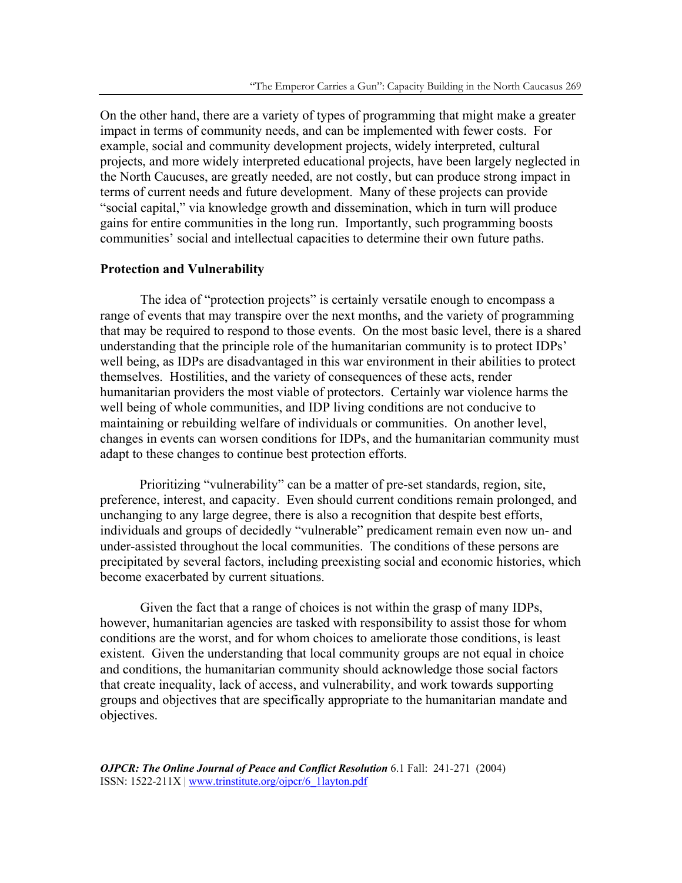On the other hand, there are a variety of types of programming that might make a greater impact in terms of community needs, and can be implemented with fewer costs. For example, social and community development projects, widely interpreted, cultural projects, and more widely interpreted educational projects, have been largely neglected in the North Caucuses, are greatly needed, are not costly, but can produce strong impact in terms of current needs and future development. Many of these projects can provide "social capital," via knowledge growth and dissemination, which in turn will produce gains for entire communities in the long run. Importantly, such programming boosts communities' social and intellectual capacities to determine their own future paths.

**Protection and Vulnerability**

The idea of "protection projects" is certainly versatile enough to encompass a range of events that may transpire over the next months, and the variety of programming that may be required to respond to those events. On the most basic level, there is a shared understanding that the principle role of the humanitarian community is to protect IDPs' well being, as IDPs are disadvantaged in this war environment in their abilities to protect themselves. Hostilities, and the variety of consequences of these acts, render humanitarian providers the most viable of protectors. Certainly war violence harms the well being of whole communities, and IDP living conditions are not conducive to maintaining or rebuilding welfare of individuals or communities. On another level, changes in events can worsen conditions for IDPs, and the humanitarian community must adapt to these changes to continue best protection efforts.

Prioritizing "vulnerability" can be a matter of pre-set standards, region, site, preference, interest, and capacity. Even should current conditions remain prolonged, and unchanging to any large degree, there is also a recognition that despite best efforts, individuals and groups of decidedly "vulnerable" predicament remain even now un- and under-assisted throughout the local communities. The conditions of these persons are precipitated by several factors, including preexisting social and economic histories, which become exacerbated by current situations.

Given the fact that a range of choices is not within the grasp of many IDPs, however, humanitarian agencies are tasked with responsibility to assist those for whom conditions are the worst, and for whom choices to ameliorate those conditions, is least existent. Given the understanding that local community groups are not equal in choice and conditions, the humanitarian community should acknowledge those social factors that create inequality, lack of access, and vulnerability, and work towards supporting groups and objectives that are specifically appropriate to the humanitarian mandate and objectives.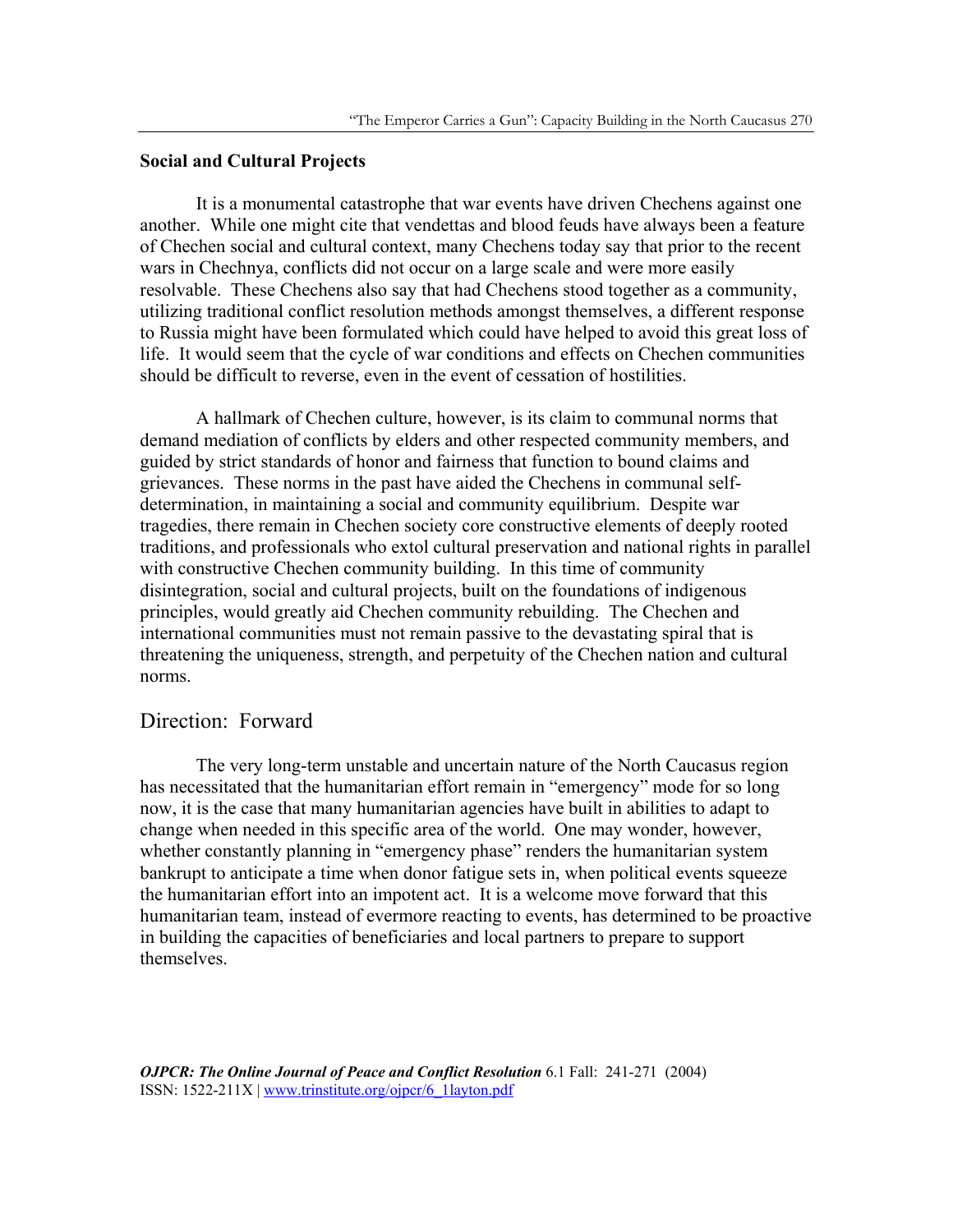**Social and Cultural Projects**

It is a monumental catastrophe that war events have driven Chechens against one another. While one might cite that vendettas and blood feuds have always been a feature of Chechen social and cultural context, many Chechens today say that prior to the recent wars in Chechnya, conflicts did not occur on a large scale and were more easily resolvable. These Chechens also say that had Chechens stood together as a community, utilizing traditional conflict resolution methods amongst themselves, a different response to Russia might have been formulated which could have helped to avoid this great loss of life. It would seem that the cycle of war conditions and effects on Chechen communities should be difficult to reverse, even in the event of cessation of hostilities.

A hallmark of Chechen culture, however, is its claim to communal norms that demand mediation of conflicts by elders and other respected community members, and guided by strict standards of honor and fairness that function to bound claims and grievances. These norms in the past have aided the Chechens in communal self-determination, in maintaining a social and community equilibrium. Despite war tragedies, there remain in Chechen society core constructive elements of deeply rooted traditions, and professionals who extol cultural preservation and national rights in parallel with constructive Chechen community building. In this time of community disintegration, social and cultural projects, built on the foundations of indigenous principles, would greatly aid Chechen community rebuilding. The Chechen and international communities must not remain passive to the devastating spiral that is threatening the uniqueness, strength, and perpetuity of the Chechen nation and cultural norms.

## Direction: Forward

The very long-term unstable and uncertain nature of the North Caucasus region has necessitated that the humanitarian effort remain in "emergency" mode for so long now, it is the case that many humanitarian agencies have built in abilities to adapt to change when needed in this specific area of the world. One may wonder, however, whether constantly planning in "emergency phase" renders the humanitarian system bankrupt to anticipate a time when donor fatigue sets in, when political events squeeze the humanitarian effort into an impotent act. It is a welcome move forward that this humanitarian team, instead of evermore reacting to events, has determined to be proactive in building the capacities of beneficiaries and local partners to prepare to support themselves.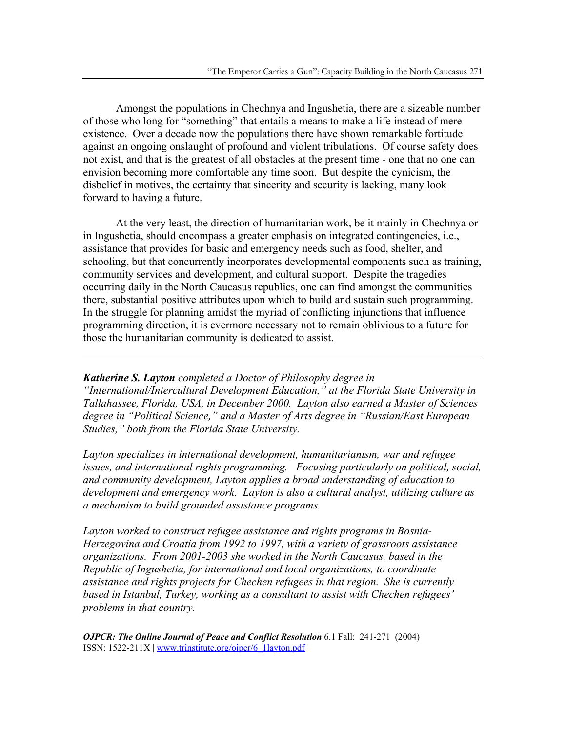Amongst the populations in Chechnya and Ingushetia, there are a sizeable number of those who long for "something" that entails a means to make a life instead of mere existence. Over a decade now the populations there have shown remarkable fortitude against an ongoing onslaught of profound and violent tribulations. Of course safety does not exist, and that is the greatest of all obstacles at the present time - one that no one can envision becoming more comfortable any time soon. But despite the cynicism, the disbelief in motives, the certainty that sincerity and security is lacking, many look forward to having a future.

At the very least, the direction of humanitarian work, be it mainly in Chechnya or in Ingushetia, should encompass a greater emphasis on integrated contingencies, i.e., assistance that provides for basic and emergency needs such as food, shelter, and schooling, but that concurrently incorporates developmental components such as training, community services and development, and cultural support. Despite the tragedies occurring daily in the North Caucasus republics, one can find amongst the communities there, substantial positive attributes upon which to build and sustain such programming. In the struggle for planning amidst the myriad of conflicting injunctions that influence programming direction, it is evermore necessary not to remain oblivious to a future for those the humanitarian community is dedicated to assist.

---

***Katherine S. Layton*** *completed a Doctor of Philosophy degree in "International/Intercultural Development Education," at the Florida State University in Tallahassee, Florida, USA, in December 2000. Layton also earned a Master of Sciences degree in "Political Science," and a Master of Arts degree in "Russian/East European Studies," both from the Florida State University.*

*Layton specializes in international development, humanitarianism, war and refugee issues, and international rights programming. Focusing particularly on political, social, and community development, Layton applies a broad understanding of education to development and emergency work. Layton is also a cultural analyst, utilizing culture as a mechanism to build grounded assistance programs.*

*Layton worked to construct refugee assistance and rights programs in Bosnia-Herzegovina and Croatia from 1992 to 1997, with a variety of grassroots assistance organizations. From 2001-2003 she worked in the North Caucasus, based in the Republic of Ingushetia, for international and local organizations, to coordinate assistance and rights projects for Chechen refugees in that region. She is currently based in Istanbul, Turkey, working as a consultant to assist with Chechen refugees' problems in that country.*